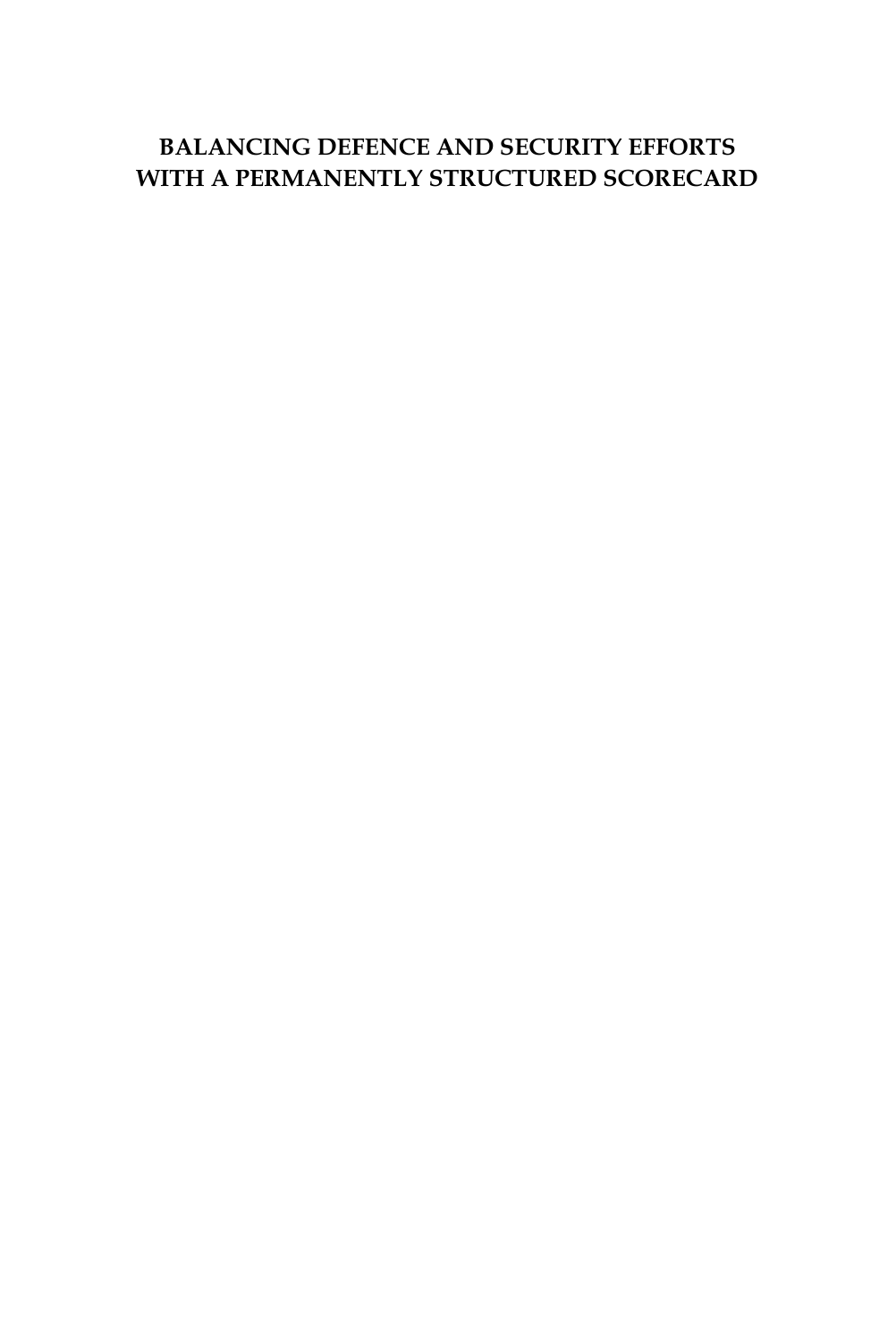# BALANCING DEFENCE AND SECURITY EFFORTS WITH A PERMANENTLY STRUCTURED SCORECARD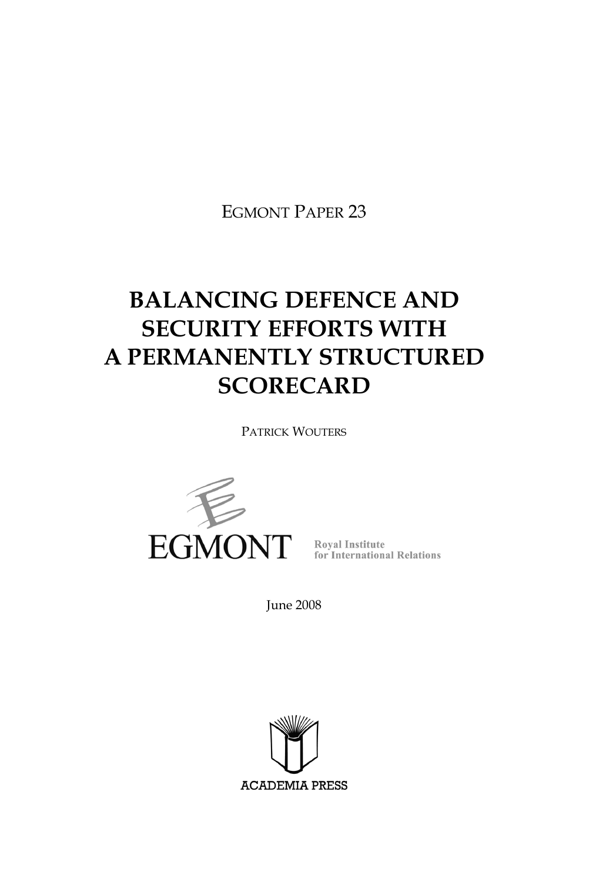EGMONT PAPER 23

# BALANCING DEFENCE AND SECURITY EFFORTS WITH A PERMANENTLY STRUCTURED SCORECARD

PATRICK WOUTERS

EGMONT

Royal Institute for International Relations

June 2008

ACADEMIA PRESS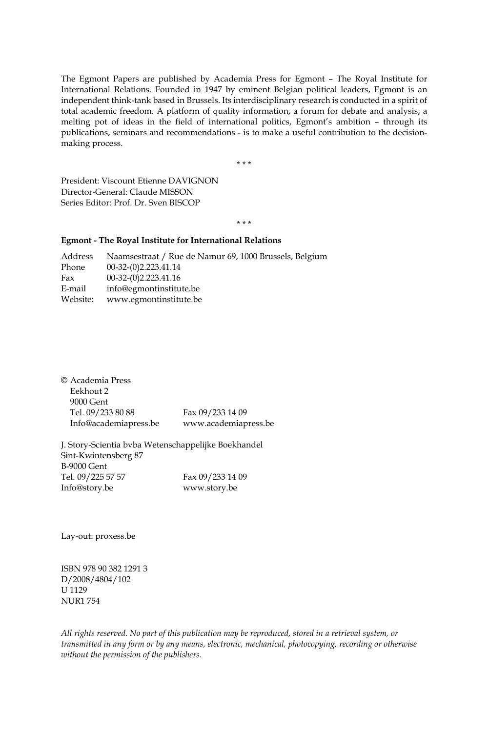The Egmont Papers are published by Academia Press for Egmont – The Royal Institute for International Relations. Founded in 1947 by eminent Belgian political leaders, Egmont is an independent think-tank based in Brussels. Its interdisciplinary research is conducted in a spirit of total academic freedom. A platform of quality information, a forum for debate and analysis, a melting pot of ideas in the field of international politics, Egmont's ambition – through its publications, seminars and recommendations - is to make a useful contribution to the decision-making process.

\* \* \*

President: Viscount Etienne DAVIGNON
Director-General: Claude MISSON
Series Editor: Prof. Dr. Sven BISCOP

\* \* \*

**Egmont - The Royal Institute for International Relations**

Address Naamsestraat / Rue de Namur 69, 1000 Brussels, Belgium
Phone 00-32-(0)2.223.41.14
Fax 00-32-(0)2.223.41.16
E-mail info@egmontinstitute.be
Website: www.egmontinstitute.be

© Academia Press
Eekhout 2
9000 Gent
Tel. 09/233 80 88 Fax 09/233 14 09
Info@academiapress.be www.academiapress.be

J. Story-Scientia bvba Wetenschappelijke Boekhandel
Sint-Kwintensberg 87
B-9000 Gent
Tel. 09/225 57 57 Fax 09/233 14 09
Info@story.be www.story.be

Lay-out: proxess.be

ISBN 978 90 382 1291 3
D/2008/4804/102
U 1129
NUR1 754

*All rights reserved. No part of this publication may be reproduced, stored in a retrieval system, or transmitted in any form or by any means, electronic, mechanical, photocopying, recording or otherwise without the permission of the publishers.*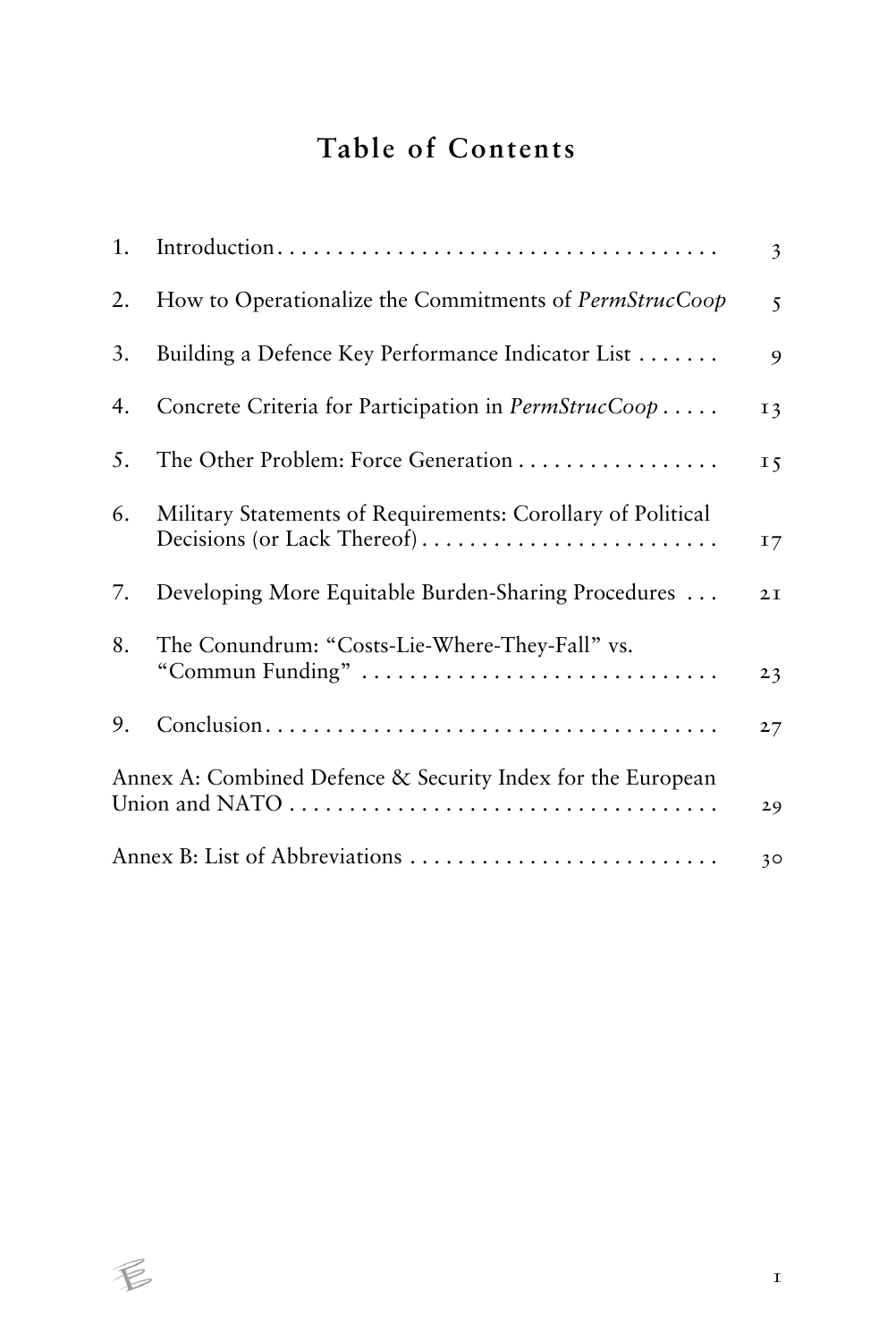# Table of Contents

1. Introduction . . . . . . . . . . . . . . . . . . . . . . . . . . . . . . . . . . . . . 3
2. How to Operationalize the Commitments of *PermStrucCoop* 5
3. Building a Defence Key Performance Indicator List . . . . . . . 9
4. Concrete Criteria for Participation in *PermStrucCoop* . . . . . 13
5. The Other Problem: Force Generation . . . . . . . . . . . . . . . . . 15
6. Military Statements of Requirements: Corollary of Political Decisions (or Lack Thereof) . . . . . . . . . . . . . . . . . . . . . . . . . 17
7. Developing More Equitable Burden-Sharing Procedures . . . 21
8. The Conundrum: "Costs-Lie-Where-They-Fall" vs. "Commun Funding" . . . . . . . . . . . . . . . . . . . . . . . . . . . . . . 23
9. Conclusion . . . . . . . . . . . . . . . . . . . . . . . . . . . . . . . . . . . . . . 27

Annex A: Combined Defence & Security Index for the European Union and NATO . . . . . . . . . . . . . . . . . . . . . . . . . . . . . . . . . . . 29

Annex B: List of Abbreviations . . . . . . . . . . . . . . . . . . . . . . . . . 30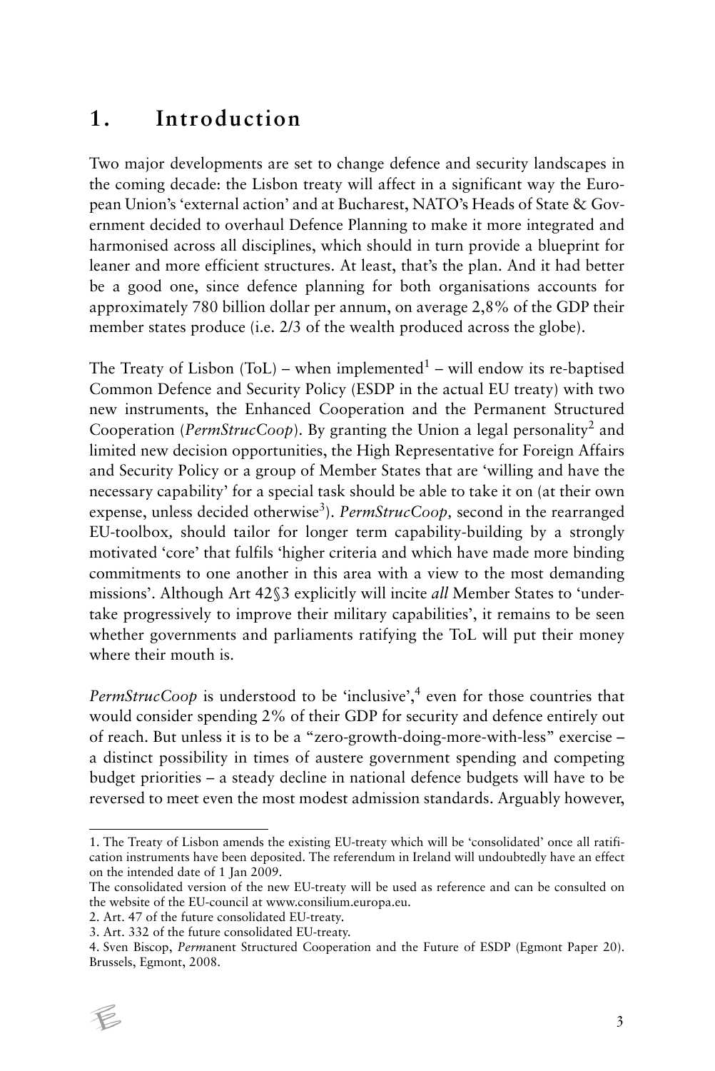# 1. Introduction

Two major developments are set to change defence and security landscapes in the coming decade: the Lisbon treaty will affect in a significant way the European Union's 'external action' and at Bucharest, NATO's Heads of State & Government decided to overhaul Defence Planning to make it more integrated and harmonised across all disciplines, which should in turn provide a blueprint for leaner and more efficient structures. At least, that's the plan. And it had better be a good one, since defence planning for both organisations accounts for approximately 780 billion dollar per annum, on average 2,8% of the GDP their member states produce (i.e. 2/3 of the wealth produced across the globe).

The Treaty of Lisbon (ToL) – when implemented[1] – will endow its re-baptised Common Defence and Security Policy (ESDP in the actual EU treaty) with two new instruments, the Enhanced Cooperation and the Permanent Structured Cooperation (*PermStrucCoop*). By granting the Union a legal personality[2] and limited new decision opportunities, the High Representative for Foreign Affairs and Security Policy or a group of Member States that are 'willing and have the necessary capability' for a special task should be able to take it on (at their own expense, unless decided otherwise[3]). *PermStrucCoop*, second in the rearranged EU-toolbox, should tailor for longer term capability-building by a strongly motivated 'core' that fulfils 'higher criteria and which have made more binding commitments to one another in this area with a view to the most demanding missions'. Although Art 42§3 explicitly will incite *all* Member States to 'undertake progressively to improve their military capabilities', it remains to be seen whether governments and parliaments ratifying the ToL will put their money where their mouth is.

*PermStrucCoop* is understood to be 'inclusive',[4] even for those countries that would consider spending 2% of their GDP for security and defence entirely out of reach. But unless it is to be a "zero-growth-doing-more-with-less" exercise – a distinct possibility in times of austere government spending and competing budget priorities – a steady decline in national defence budgets will have to be reversed to meet even the most modest admission standards. Arguably however,

---

1. The Treaty of Lisbon amends the existing EU-treaty which will be 'consolidated' once all ratification instruments have been deposited. The referendum in Ireland will undoubtedly have an effect on the intended date of 1 Jan 2009.
The consolidated version of the new EU-treaty will be used as reference and can be consulted on the website of the EU-council at www.consilium.europa.eu.

2. Art. 47 of the future consolidated EU-treaty.

3. Art. 332 of the future consolidated EU-treaty.

4. Sven Biscop, *Perm*anent Structured Cooperation and the Future of ESDP (Egmont Paper 20). Brussels, Egmont, 2008.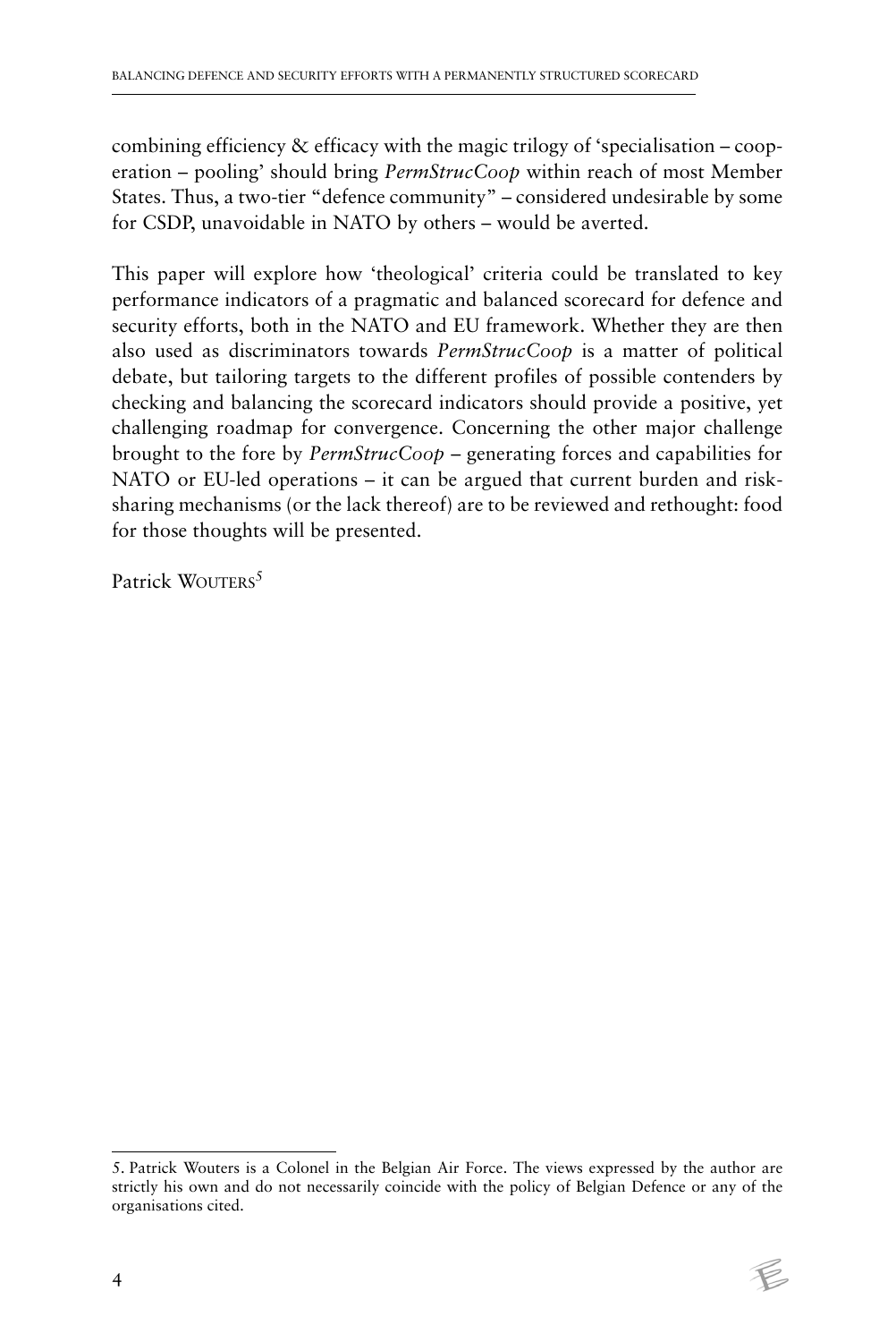combining efficiency & efficacy with the magic trilogy of 'specialisation – cooperation – pooling' should bring *PermStrucCoop* within reach of most Member States. Thus, a two-tier "defence community" – considered undesirable by some for CSDP, unavoidable in NATO by others – would be averted.

This paper will explore how 'theological' criteria could be translated to key performance indicators of a pragmatic and balanced scorecard for defence and security efforts, both in the NATO and EU framework. Whether they are then also used as discriminators towards *PermStrucCoop* is a matter of political debate, but tailoring targets to the different profiles of possible contenders by checking and balancing the scorecard indicators should provide a positive, yet challenging roadmap for convergence. Concerning the other major challenge brought to the fore by *PermStrucCoop* – generating forces and capabilities for NATO or EU-led operations – it can be argued that current burden and risk-sharing mechanisms (or the lack thereof) are to be reviewed and rethought: food for those thoughts will be presented.

Patrick WOUTERS[5]

---

5. Patrick Wouters is a Colonel in the Belgian Air Force. The views expressed by the author are strictly his own and do not necessarily coincide with the policy of Belgian Defence or any of the organisations cited.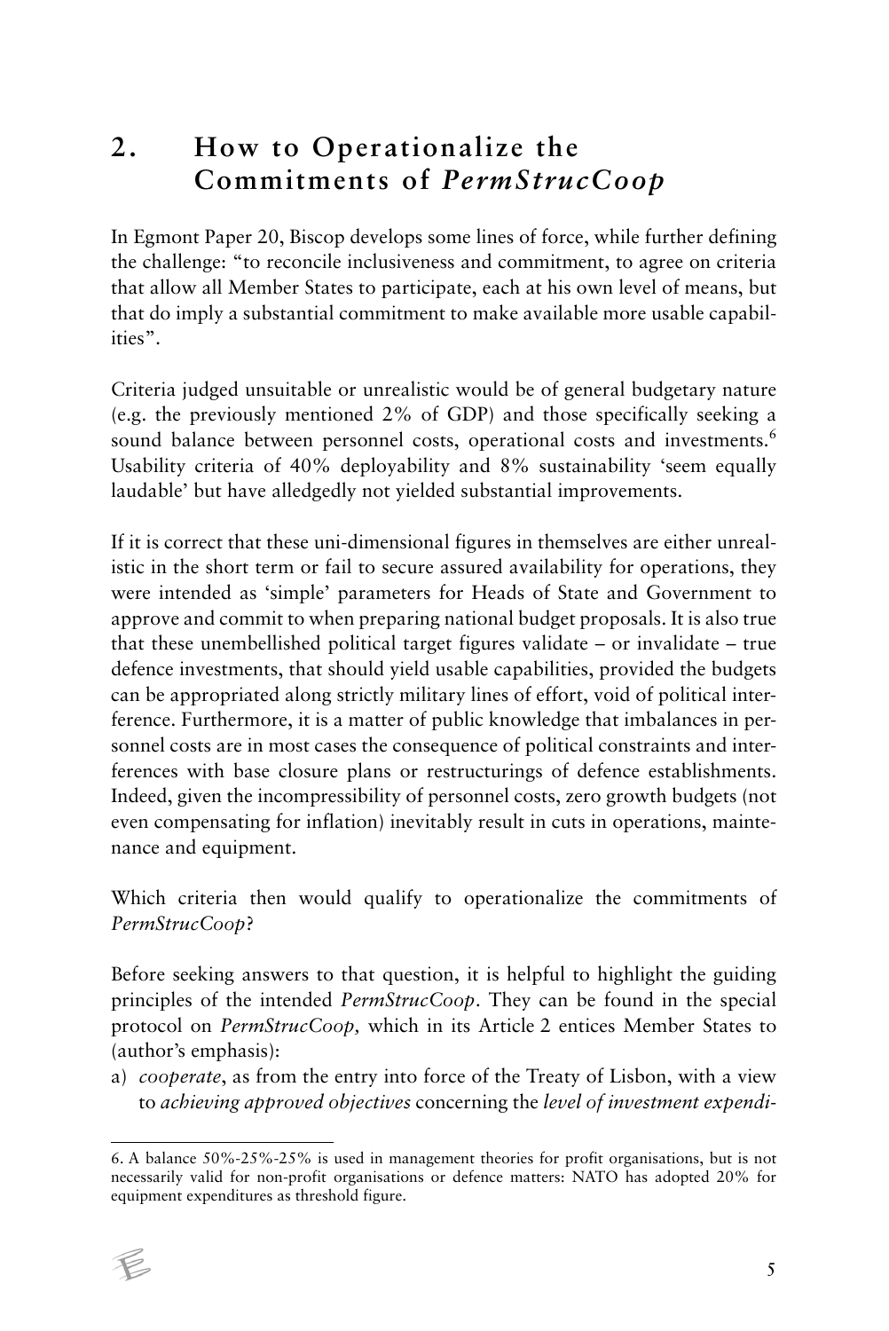## 2. How to Operationalize the Commitments of *PermStrucCoop*

In Egmont Paper 20, Biscop develops some lines of force, while further defining the challenge: "to reconcile inclusiveness and commitment, to agree on criteria that allow all Member States to participate, each at his own level of means, but that do imply a substantial commitment to make available more usable capabilities".

Criteria judged unsuitable or unrealistic would be of general budgetary nature (e.g. the previously mentioned 2% of GDP) and those specifically seeking a sound balance between personnel costs, operational costs and investments.[6] Usability criteria of 40% deployability and 8% sustainability 'seem equally laudable' but have alledgedly not yielded substantial improvements.

If it is correct that these uni-dimensional figures in themselves are either unrealistic in the short term or fail to secure assured availability for operations, they were intended as 'simple' parameters for Heads of State and Government to approve and commit to when preparing national budget proposals. It is also true that these unembellished political target figures validate – or invalidate – true defence investments, that should yield usable capabilities, provided the budgets can be appropriated along strictly military lines of effort, void of political interference. Furthermore, it is a matter of public knowledge that imbalances in personnel costs are in most cases the consequence of political constraints and interferences with base closure plans or restructurings of defence establishments. Indeed, given the incompressibility of personnel costs, zero growth budgets (not even compensating for inflation) inevitably result in cuts in operations, maintenance and equipment.

Which criteria then would qualify to operationalize the commitments of *PermStrucCoop*?

Before seeking answers to that question, it is helpful to highlight the guiding principles of the intended *PermStrucCoop*. They can be found in the special protocol on *PermStrucCoop,* which in its Article 2 entices Member States to (author's emphasis):

a) *cooperate*, as from the entry into force of the Treaty of Lisbon, with a view to *achieving approved objectives* concerning the *level of investment expendi-*

---

6. A balance 50%-25%-25% is used in management theories for profit organisations, but is not necessarily valid for non-profit organisations or defence matters: NATO has adopted 20% for equipment expenditures as threshold figure.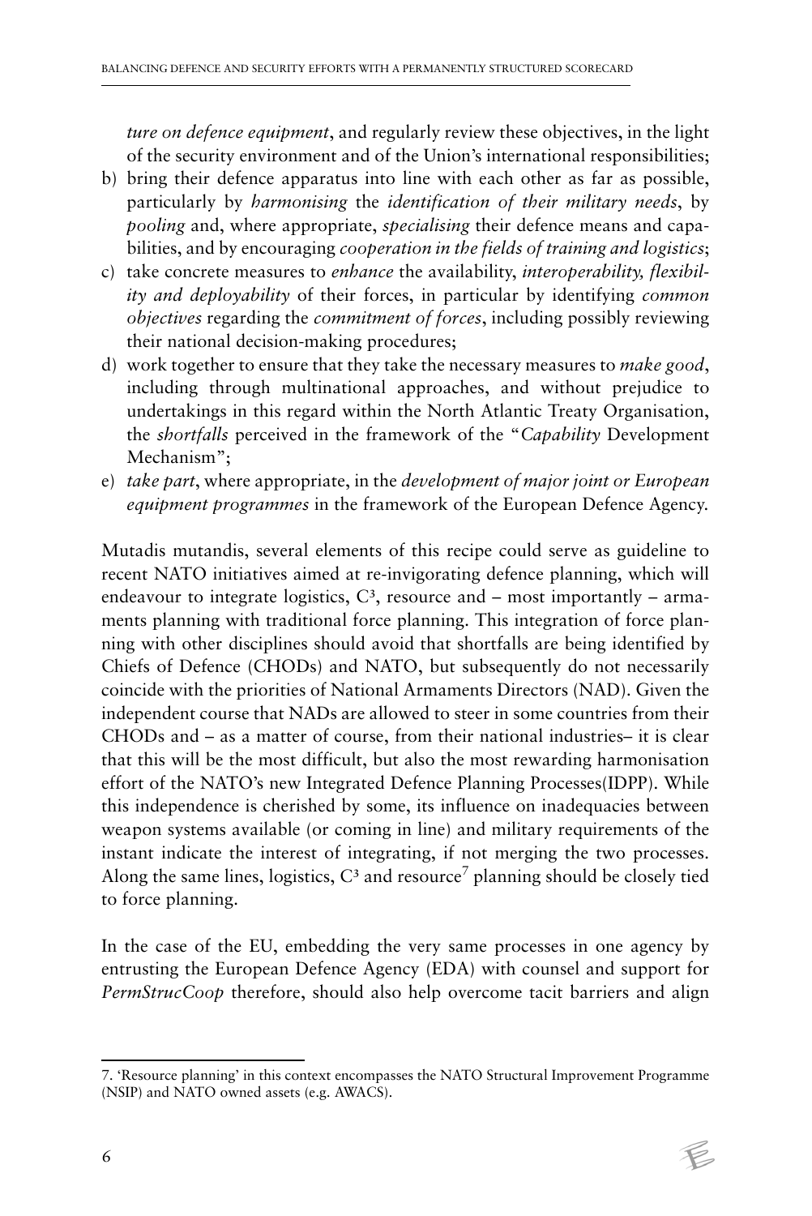*ture on defence equipment*, and regularly review these objectives, in the light of the security environment and of the Union's international responsibilities;

b) bring their defence apparatus into line with each other as far as possible, particularly by *harmonising* the *identification of their military needs*, by *pooling* and, where appropriate, *specialising* their defence means and capabilities, and by encouraging *cooperation in the fields of training and logistics*;
c) take concrete measures to *enhance* the availability, *interoperability, flexibility and deployability* of their forces, in particular by identifying *common objectives* regarding the *commitment of forces*, including possibly reviewing their national decision-making procedures;
d) work together to ensure that they take the necessary measures to *make good*, including through multinational approaches, and without prejudice to undertakings in this regard within the North Atlantic Treaty Organisation, the *shortfalls* perceived in the framework of the "*Capability* Development Mechanism";
e) *take part*, where appropriate, in the *development of major joint or European equipment programmes* in the framework of the European Defence Agency.

Mutadis mutandis, several elements of this recipe could serve as guideline to recent NATO initiatives aimed at re-invigorating defence planning, which will endeavour to integrate logistics, $C^3$, resource and – most importantly – armaments planning with traditional force planning. This integration of force planning with other disciplines should avoid that shortfalls are being identified by Chiefs of Defence (CHODs) and NATO, but subsequently do not necessarily coincide with the priorities of National Armaments Directors (NAD). Given the independent course that NADs are allowed to steer in some countries from their CHODs and – as a matter of course, from their national industries– it is clear that this will be the most difficult, but also the most rewarding harmonisation effort of the NATO's new Integrated Defence Planning Processes(IDPP). While this independence is cherished by some, its influence on inadequacies between weapon systems available (or coming in line) and military requirements of the instant indicate the interest of integrating, if not merging the two processes. Along the same lines, logistics, $C^3$ and resource[7] planning should be closely tied to force planning.

In the case of the EU, embedding the very same processes in one agency by entrusting the European Defence Agency (EDA) with counsel and support for *PermStrucCoop* therefore, should also help overcome tacit barriers and align

7. 'Resource planning' in this context encompasses the NATO Structural Improvement Programme (NSIP) and NATO owned assets (e.g. AWACS).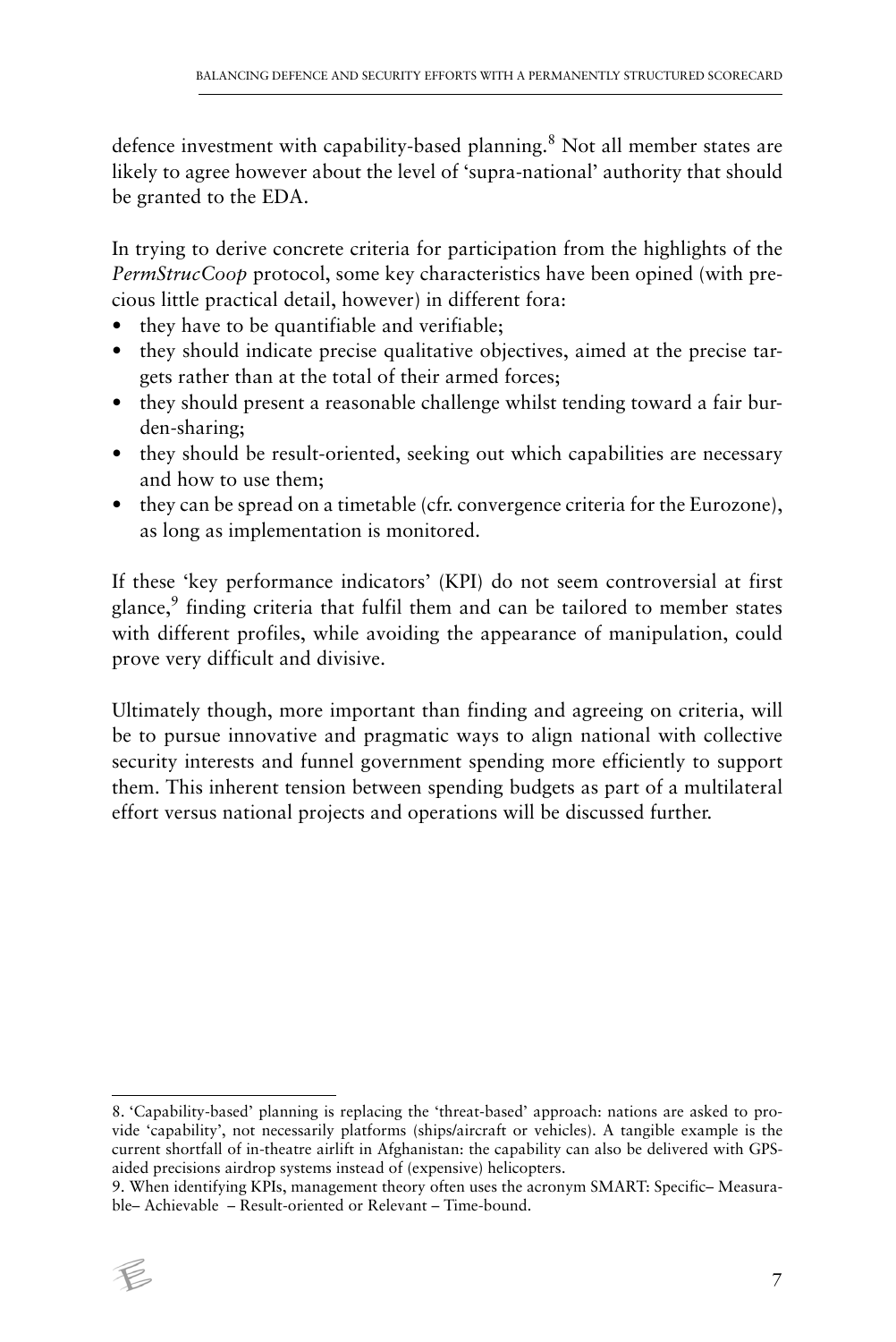defence investment with capability-based planning.[8] Not all member states are likely to agree however about the level of 'supra-national' authority that should be granted to the EDA.

In trying to derive concrete criteria for participation from the highlights of the *PermStrucCoop* protocol, some key characteristics have been opined (with precious little practical detail, however) in different fora:

- they have to be quantifiable and verifiable;
- they should indicate precise qualitative objectives, aimed at the precise targets rather than at the total of their armed forces;
- they should present a reasonable challenge whilst tending toward a fair burden-sharing;
- they should be result-oriented, seeking out which capabilities are necessary and how to use them;
- they can be spread on a timetable (cfr. convergence criteria for the Eurozone), as long as implementation is monitored.

If these 'key performance indicators' (KPI) do not seem controversial at first glance,[9] finding criteria that fulfil them and can be tailored to member states with different profiles, while avoiding the appearance of manipulation, could prove very difficult and divisive.

Ultimately though, more important than finding and agreeing on criteria, will be to pursue innovative and pragmatic ways to align national with collective security interests and funnel government spending more efficiently to support them. This inherent tension between spending budgets as part of a multilateral effort versus national projects and operations will be discussed further.

---

8. 'Capability-based' planning is replacing the 'threat-based' approach: nations are asked to provide 'capability', not necessarily platforms (ships/aircraft or vehicles). A tangible example is the current shortfall of in-theatre airlift in Afghanistan: the capability can also be delivered with GPS-aided precisions airdrop systems instead of (expensive) helicopters.

9. When identifying KPIs, management theory often uses the acronym SMART: Specific– Measurable– Achievable – Result-oriented or Relevant – Time-bound.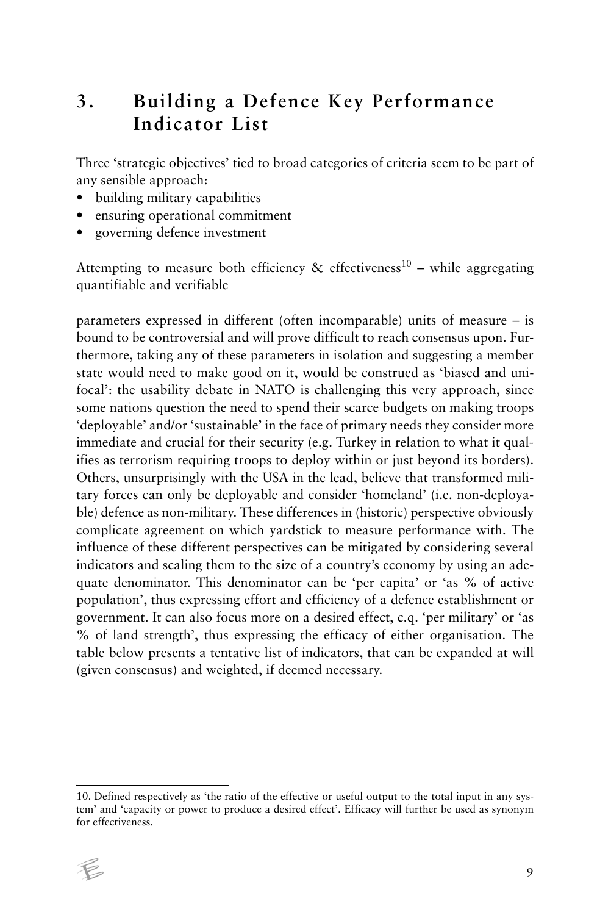# 3. Building a Defence Key Performance Indicator List

Three 'strategic objectives' tied to broad categories of criteria seem to be part of any sensible approach:

- building military capabilities
- ensuring operational commitment
- governing defence investment

Attempting to measure both efficiency & effectiveness[10] – while aggregating quantifiable and verifiable parameters expressed in different (often incomparable) units of measure – is bound to be controversial and will prove difficult to reach consensus upon. Furthermore, taking any of these parameters in isolation and suggesting a member state would need to make good on it, would be construed as 'biased and unifocal': the usability debate in NATO is challenging this very approach, since some nations question the need to spend their scarce budgets on making troops 'deployable' and/or 'sustainable' in the face of primary needs they consider more immediate and crucial for their security (e.g. Turkey in relation to what it qualifies as terrorism requiring troops to deploy within or just beyond its borders). Others, unsurprisingly with the USA in the lead, believe that transformed military forces can only be deployable and consider 'homeland' (i.e. non-deployable) defence as non-military. These differences in (historic) perspective obviously complicate agreement on which yardstick to measure performance with. The influence of these different perspectives can be mitigated by considering several indicators and scaling them to the size of a country's economy by using an adequate denominator. This denominator can be 'per capita' or 'as % of active population', thus expressing effort and efficiency of a defence establishment or government. It can also focus more on a desired effect, c.q. 'per military' or 'as % of land strength', thus expressing the efficacy of either organisation. The table below presents a tentative list of indicators, that can be expanded at will (given consensus) and weighted, if deemed necessary.

---

10. Defined respectively as 'the ratio of the effective or useful output to the total input in any system' and 'capacity or power to produce a desired effect'. Efficacy will further be used as synonym for effectiveness.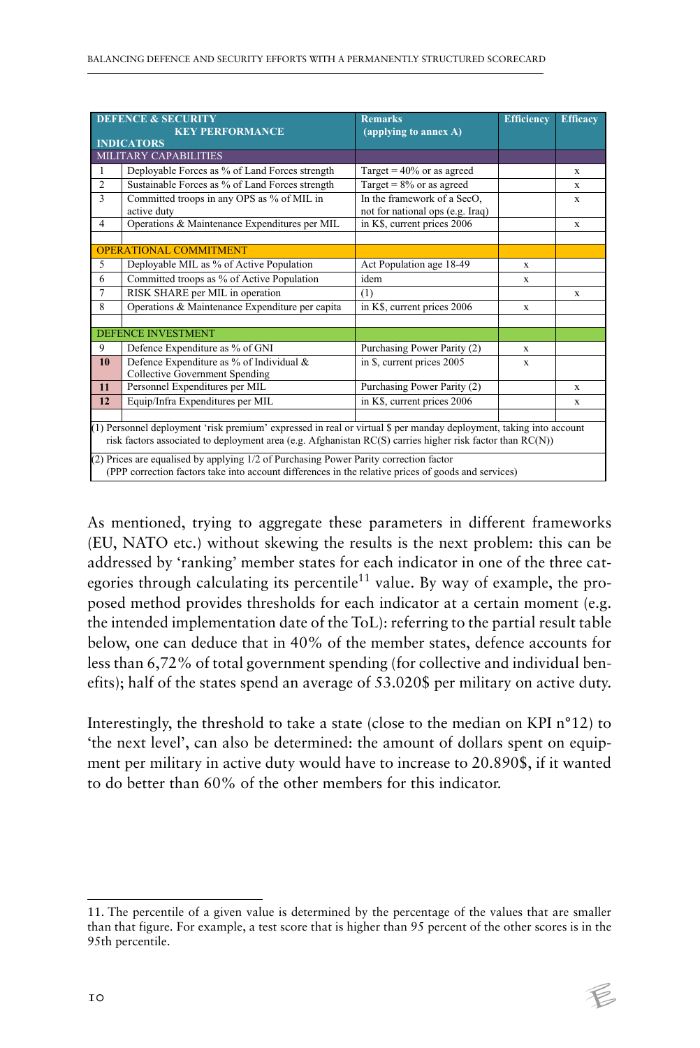| | DEFENCE & SECURITY KEY PERFORMANCE INDICATORS | Remarks (applying to annex A) | Efficiency | Efficacy |
|---|---|---|---|---|
| | MILITARY CAPABILITIES | | | |
| 1 | Deployable Forces as % of Land Forces strength | Target = 40% or as agreed | | x |
| 2 | Sustainable Forces as % of Land Forces strength | Target = 8% or as agreed | | x |
| 3 | Committed troops in any OPS as % of MIL in active duty | In the framework of a SecO, not for national ops (e.g. Iraq) | | x |
| 4 | Operations & Maintenance Expenditures per MIL | in K$, current prices 2006 | | x |
| | | | | |
| | OPERATIONAL COMMITMENT | | | |
| 5 | Deployable MIL as % of Active Population | Act Population age 18-49 | x | |
| 6 | Committed troops as % of Active Population | idem | x | |
| 7 | RISK SHARE per MIL in operation | (1) | | x |
| 8 | Operations & Maintenance Expenditure per capita | in K$, current prices 2006 | x | |
| | | | | |
| | DEFENCE INVESTMENT | | | |
| 9 | Defence Expenditure as % of GNI | Purchasing Power Parity (2) | x | |
| **10** | Defence Expenditure as % of Individual & Collective Government Spending | in $, current prices 2005 | x | |
| **11** | Personnel Expenditures per MIL | Purchasing Power Parity (2) | | x |
| **12** | Equip/Infra Expenditures per MIL | in K$, current prices 2006 | | x |
| | | | | |
| (1) Personnel deployment 'risk premium' expressed in real or virtual $ per manday deployment, taking into account risk factors associated to deployment area (e.g. Afghanistan RC(S) carries higher risk factor than RC(N)) | | | | |
| (2) Prices are equalised by applying 1/2 of Purchasing Power Parity correction factor (PPP correction factors take into account differences in the relative prices of goods and services) | | | | |

As mentioned, trying to aggregate these parameters in different frameworks (EU, NATO etc.) without skewing the results is the next problem: this can be addressed by 'ranking' member states for each indicator in one of the three categories through calculating its percentile[11] value. By way of example, the proposed method provides thresholds for each indicator at a certain moment (e.g. the intended implementation date of the ToL): referring to the partial result table below, one can deduce that in 40% of the member states, defence accounts for less than 6,72% of total government spending (for collective and individual benefits); half of the states spend an average of 53.020$ per military on active duty.

Interestingly, the threshold to take a state (close to the median on KPI n°12) to 'the next level', can also be determined: the amount of dollars spent on equipment per military in active duty would have to increase to 20.890$, if it wanted to do better than 60% of the other members for this indicator.

11. The percentile of a given value is determined by the percentage of the values that are smaller than that figure. For example, a test score that is higher than 95 percent of the other scores is in the 95th percentile.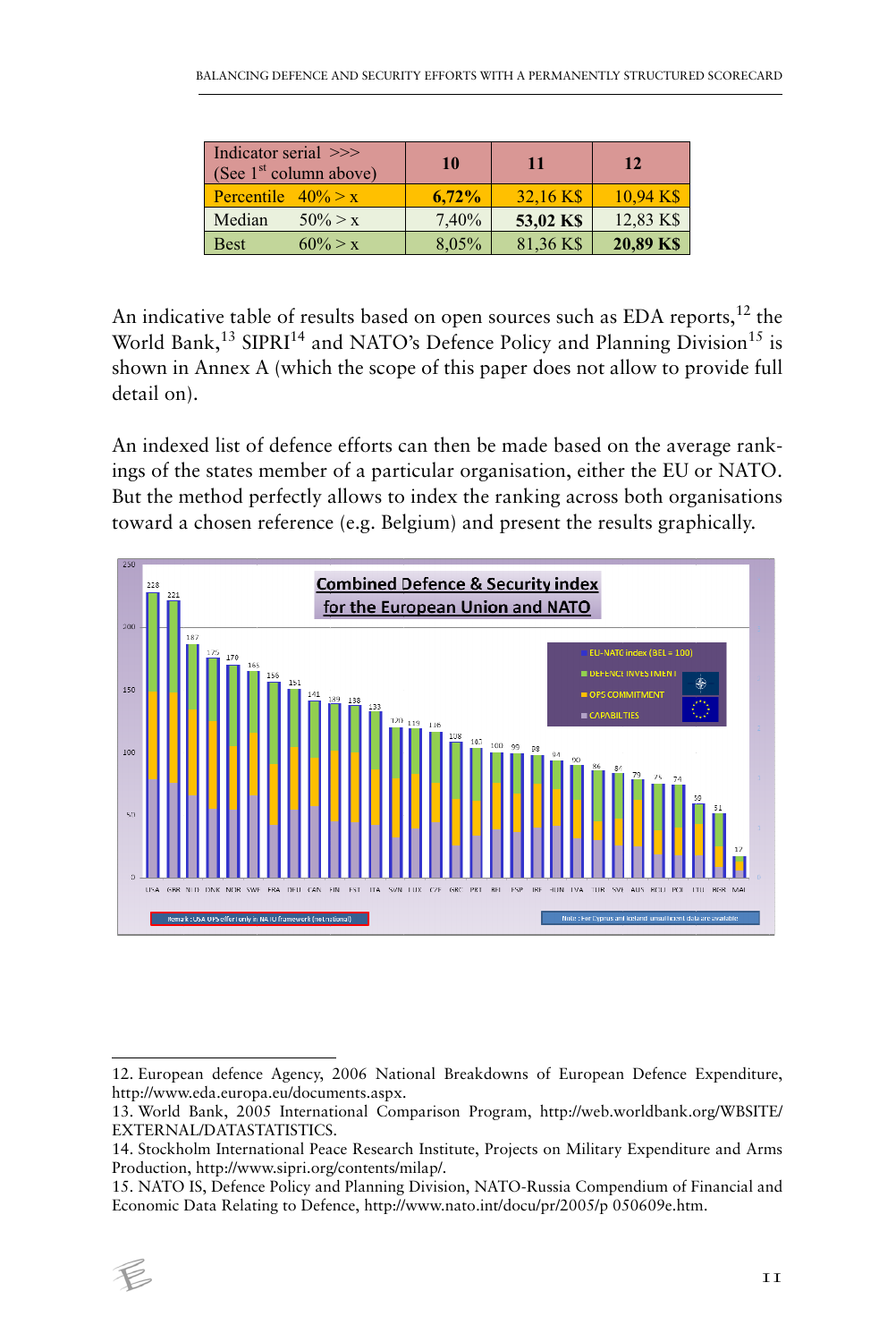| Indicator serial >>> (See 1st column above) | 10 | 11 | 12 |
|---|---|---|---|
| Percentile 40% > x | **6,72%** | 32,16 K$ | 10,94 K$ |
| Median 50% > x | 7,40% | **53,02 K$** | 12,83 K$ |
| Best 60% > x | 8,05% | 81,36 K$ | **20,89 K$** |

An indicative table of results based on open sources such as EDA reports,[12] the World Bank,[13] SIPRI[14] and NATO's Defence Policy and Planning Division[15] is shown in Annex A (which the scope of this paper does not allow to provide full detail on).

An indexed list of defence efforts can then be made based on the average rankings of the states member of a particular organisation, either the EU or NATO. But the method perfectly allows to index the ranking across both organisations toward a chosen reference (e.g. Belgium) and present the results graphically.

**Combined Defence & Security index for the European Union and NATO**

| Country | EU-NATO index (BEL = 100) |
|---|---|
| USA | 228 |
| GBR | 221 |
| NLD | 187 |
| DNK | 175 |
| NOR | 170 |
| SWE | 165 |
| FRA | 156 |
| DEU | 151 |
| CAN | 141 |
| FIN | 139 |
| EST | 138 |
| ITA | 133 |
| SVN | 120 |
| LUX | 119 |
| CZE | 116 |
| GRC | 108 |
| PRT | 103 |
| BEL | 100 |
| ESP | 99 |
| IRE | 98 |
| HUN | 94 |
| LVA | 90 |
| TUR | 86 |
| SVK | 84 |
| AUS | 79 |
| BGR | 75 |
| POL | 74 |
| LTU | 59 |
| ROM | 51 |
| MAL | 17 |

Legend: EU-NATO index (BEL = 100); Defence investment; Ops commitment; Capabilities

Remark: USA OPS effort only in NATO framework (not national)

Note: For Cyprus and Iceland unsufficient data are available

---

12. European defence Agency, 2006 National Breakdowns of European Defence Expenditure, http://www.eda.europa.eu/documents.aspx.

13. World Bank, 2005 International Comparison Program, http://web.worldbank.org/WBSITE/EXTERNAL/DATASTATISTICS.

14. Stockholm International Peace Research Institute, Projects on Military Expenditure and Arms Production, http://www.sipri.org/contents/milap/.

15. NATO IS, Defence Policy and Planning Division, NATO-Russia Compendium of Financial and Economic Data Relating to Defence, http://www.nato.int/docu/pr/2005/p 050609e.htm.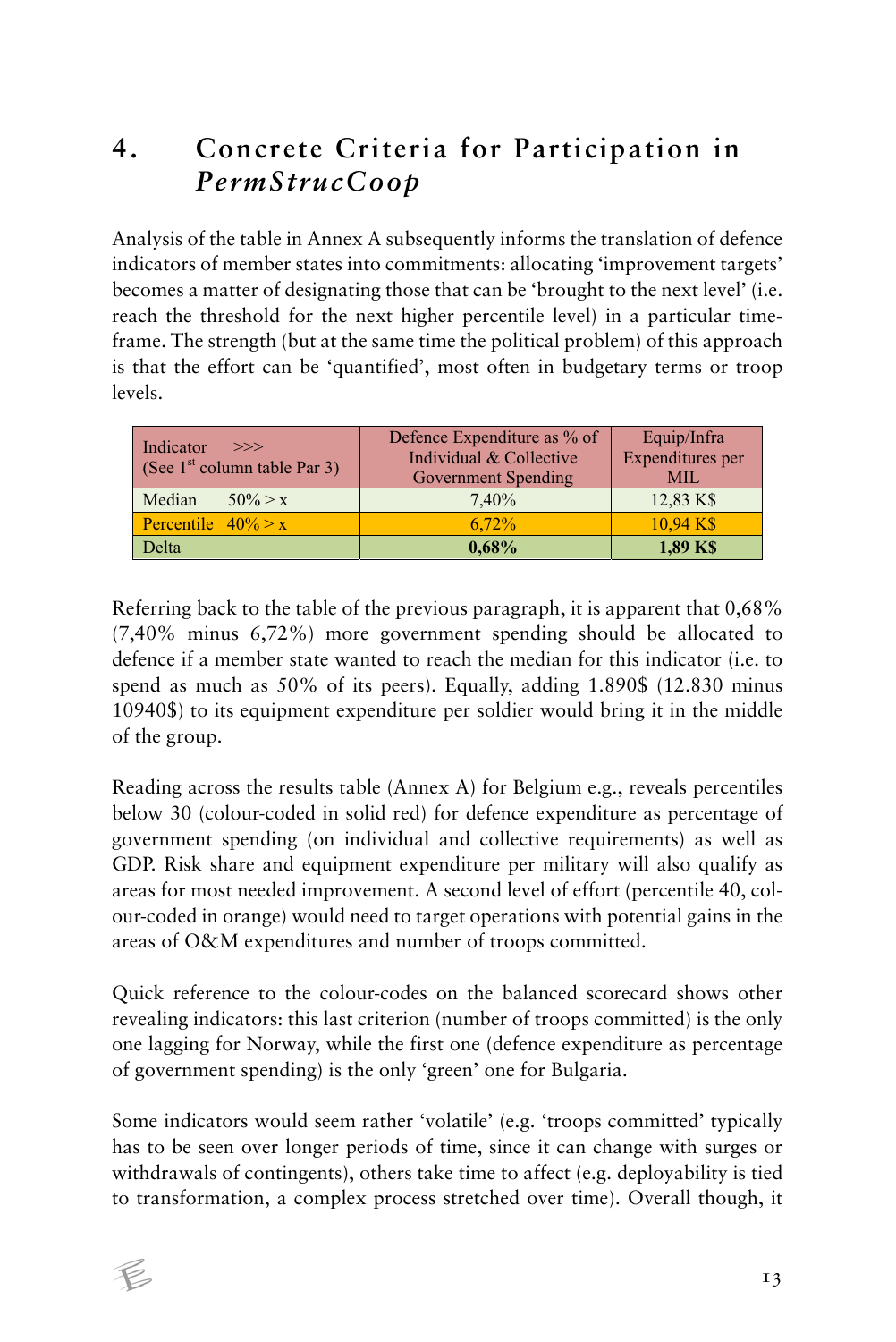## 4. Concrete Criteria for Participation in *PermStrucCoop*

Analysis of the table in Annex A subsequently informs the translation of defence indicators of member states into commitments: allocating 'improvement targets' becomes a matter of designating those that can be 'brought to the next level' (i.e. reach the threshold for the next higher percentile level) in a particular time-frame. The strength (but at the same time the political problem) of this approach is that the effort can be 'quantified', most often in budgetary terms or troop levels.

| Indicator >>> (See 1st column table Par 3) | Defence Expenditure as % of Individual & Collective Government Spending | Equip/Infra Expenditures per MIL |
|---|---|---|
| Median 50% > x | 7,40% | 12,83 K$ |
| Percentile 40% > x | 6,72% | 10,94 K$ |
| Delta | **0,68%** | **1,89 K$** |

Referring back to the table of the previous paragraph, it is apparent that 0,68% (7,40% minus 6,72%) more government spending should be allocated to defence if a member state wanted to reach the median for this indicator (i.e. to spend as much as 50% of its peers). Equally, adding 1.890$ (12.830 minus 10940$) to its equipment expenditure per soldier would bring it in the middle of the group.

Reading across the results table (Annex A) for Belgium e.g., reveals percentiles below 30 (colour-coded in solid red) for defence expenditure as percentage of government spending (on individual and collective requirements) as well as GDP. Risk share and equipment expenditure per military will also qualify as areas for most needed improvement. A second level of effort (percentile 40, colour-coded in orange) would need to target operations with potential gains in the areas of O&M expenditures and number of troops committed.

Quick reference to the colour-codes on the balanced scorecard shows other revealing indicators: this last criterion (number of troops committed) is the only one lagging for Norway, while the first one (defence expenditure as percentage of government spending) is the only 'green' one for Bulgaria.

Some indicators would seem rather 'volatile' (e.g. 'troops committed' typically has to be seen over longer periods of time, since it can change with surges or withdrawals of contingents), others take time to affect (e.g. deployability is tied to transformation, a complex process stretched over time). Overall though, it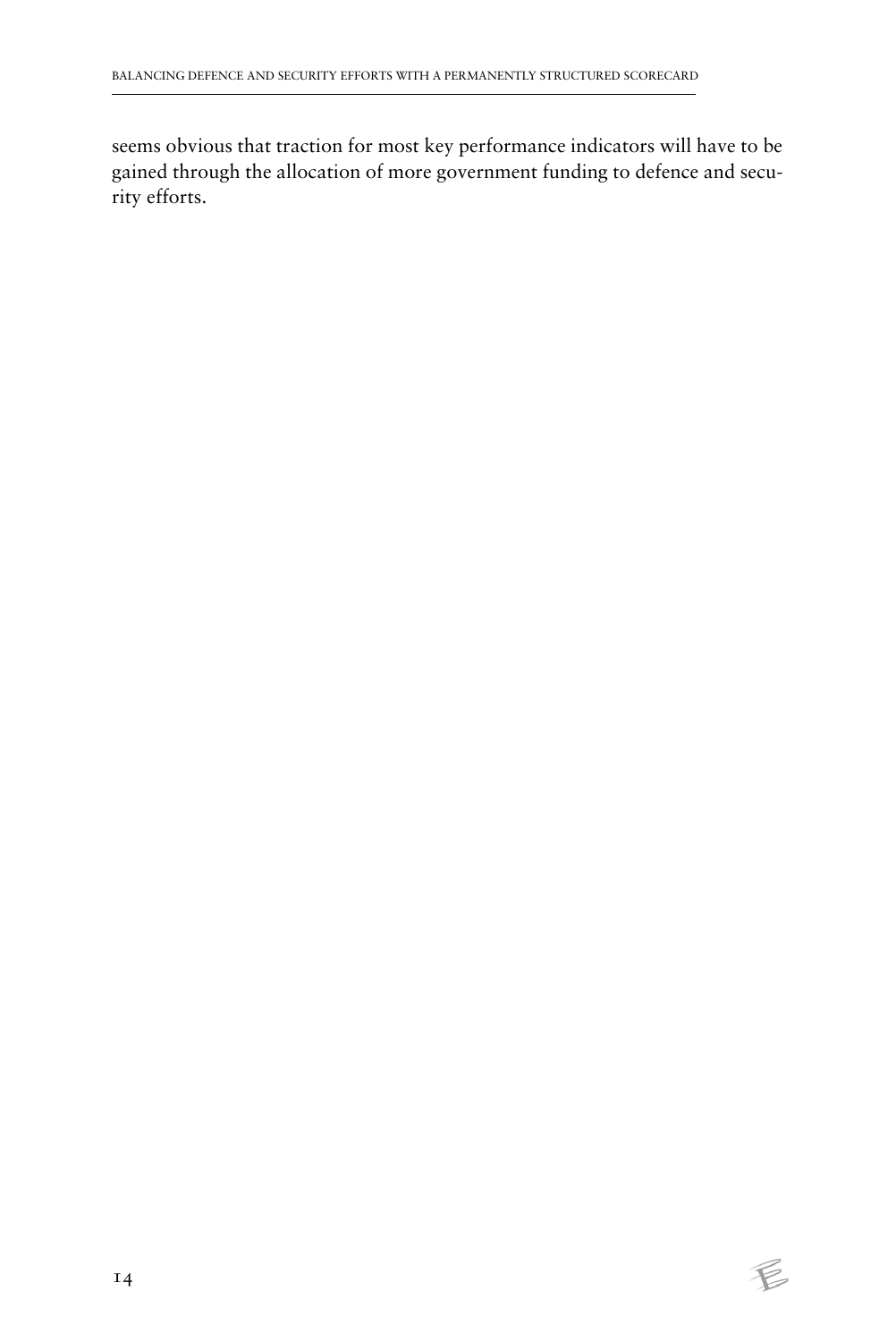seems obvious that traction for most key performance indicators will have to be gained through the allocation of more government funding to defence and security efforts.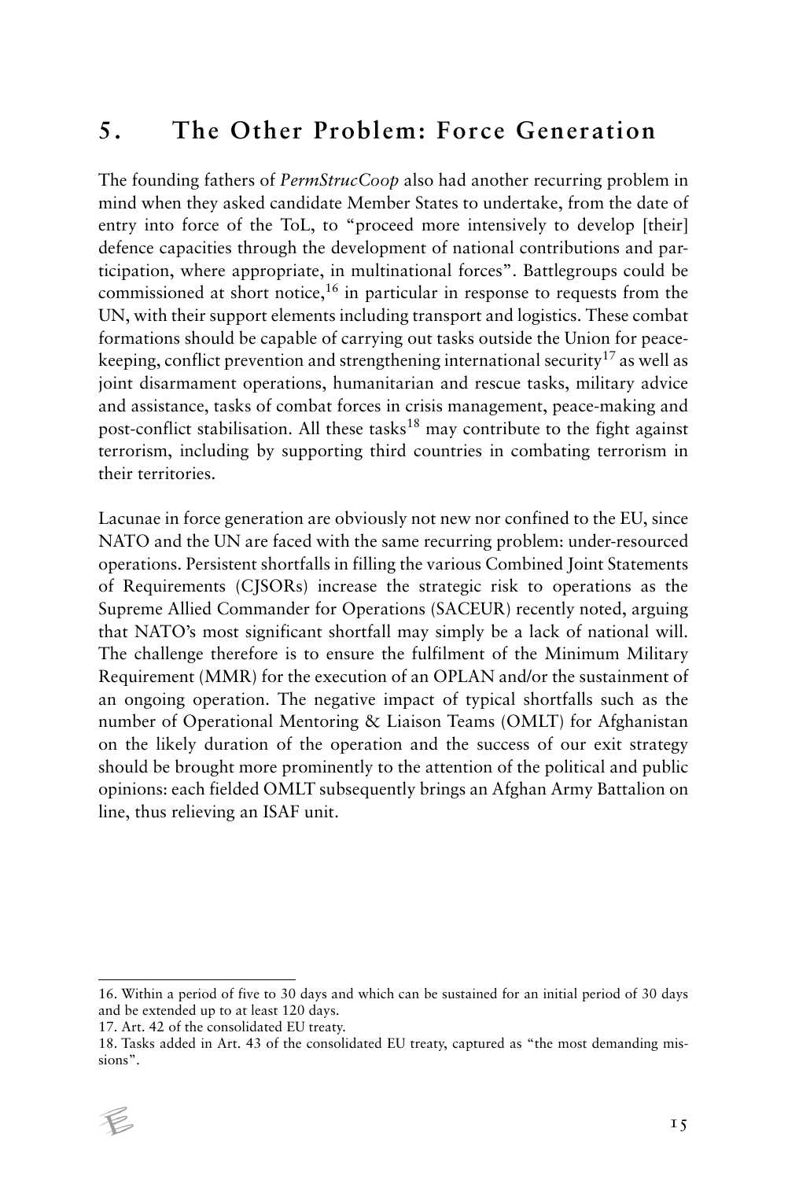## 5. The Other Problem: Force Generation

The founding fathers of *PermStrucCoop* also had another recurring problem in mind when they asked candidate Member States to undertake, from the date of entry into force of the ToL, to "proceed more intensively to develop [their] defence capacities through the development of national contributions and participation, where appropriate, in multinational forces". Battlegroups could be commissioned at short notice,[16] in particular in response to requests from the UN, with their support elements including transport and logistics. These combat formations should be capable of carrying out tasks outside the Union for peacekeeping, conflict prevention and strengthening international security[17] as well as joint disarmament operations, humanitarian and rescue tasks, military advice and assistance, tasks of combat forces in crisis management, peace-making and post-conflict stabilisation. All these tasks[18] may contribute to the fight against terrorism, including by supporting third countries in combating terrorism in their territories.

Lacunae in force generation are obviously not new nor confined to the EU, since NATO and the UN are faced with the same recurring problem: under-resourced operations. Persistent shortfalls in filling the various Combined Joint Statements of Requirements (CJSORs) increase the strategic risk to operations as the Supreme Allied Commander for Operations (SACEUR) recently noted, arguing that NATO's most significant shortfall may simply be a lack of national will. The challenge therefore is to ensure the fulfilment of the Minimum Military Requirement (MMR) for the execution of an OPLAN and/or the sustainment of an ongoing operation. The negative impact of typical shortfalls such as the number of Operational Mentoring & Liaison Teams (OMLT) for Afghanistan on the likely duration of the operation and the success of our exit strategy should be brought more prominently to the attention of the political and public opinions: each fielded OMLT subsequently brings an Afghan Army Battalion on line, thus relieving an ISAF unit.

---

16. Within a period of five to 30 days and which can be sustained for an initial period of 30 days and be extended up to at least 120 days.

17. Art. 42 of the consolidated EU treaty.

18. Tasks added in Art. 43 of the consolidated EU treaty, captured as "the most demanding missions".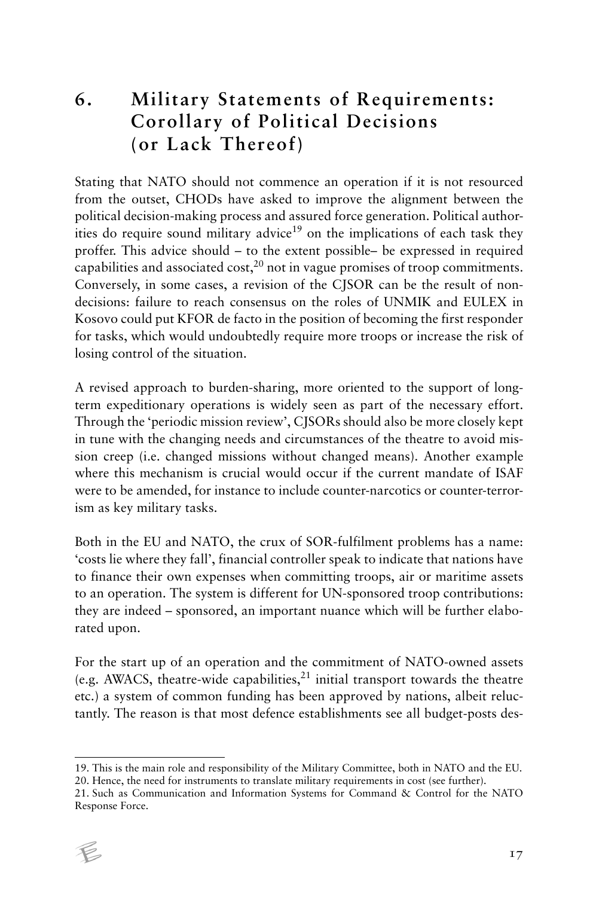## 6. Military Statements of Requirements: Corollary of Political Decisions (or Lack Thereof)

Stating that NATO should not commence an operation if it is not resourced from the outset, CHODs have asked to improve the alignment between the political decision-making process and assured force generation. Political authorities do require sound military advice[19] on the implications of each task they proffer. This advice should – to the extent possible– be expressed in required capabilities and associated cost,[20] not in vague promises of troop commitments. Conversely, in some cases, a revision of the CJSOR can be the result of non-decisions: failure to reach consensus on the roles of UNMIK and EULEX in Kosovo could put KFOR de facto in the position of becoming the first responder for tasks, which would undoubtedly require more troops or increase the risk of losing control of the situation.

A revised approach to burden-sharing, more oriented to the support of long-term expeditionary operations is widely seen as part of the necessary effort. Through the 'periodic mission review', CJSORs should also be more closely kept in tune with the changing needs and circumstances of the theatre to avoid mission creep (i.e. changed missions without changed means). Another example where this mechanism is crucial would occur if the current mandate of ISAF were to be amended, for instance to include counter-narcotics or counter-terrorism as key military tasks.

Both in the EU and NATO, the crux of SOR-fulfilment problems has a name: 'costs lie where they fall', financial controller speak to indicate that nations have to finance their own expenses when committing troops, air or maritime assets to an operation. The system is different for UN-sponsored troop contributions: they are indeed – sponsored, an important nuance which will be further elaborated upon.

For the start up of an operation and the commitment of NATO-owned assets (e.g. AWACS, theatre-wide capabilities,[21] initial transport towards the theatre etc.) a system of common funding has been approved by nations, albeit reluctantly. The reason is that most defence establishments see all budget-posts des-

---

19. This is the main role and responsibility of the Military Committee, both in NATO and the EU.
20. Hence, the need for instruments to translate military requirements in cost (see further).
21. Such as Communication and Information Systems for Command & Control for the NATO Response Force.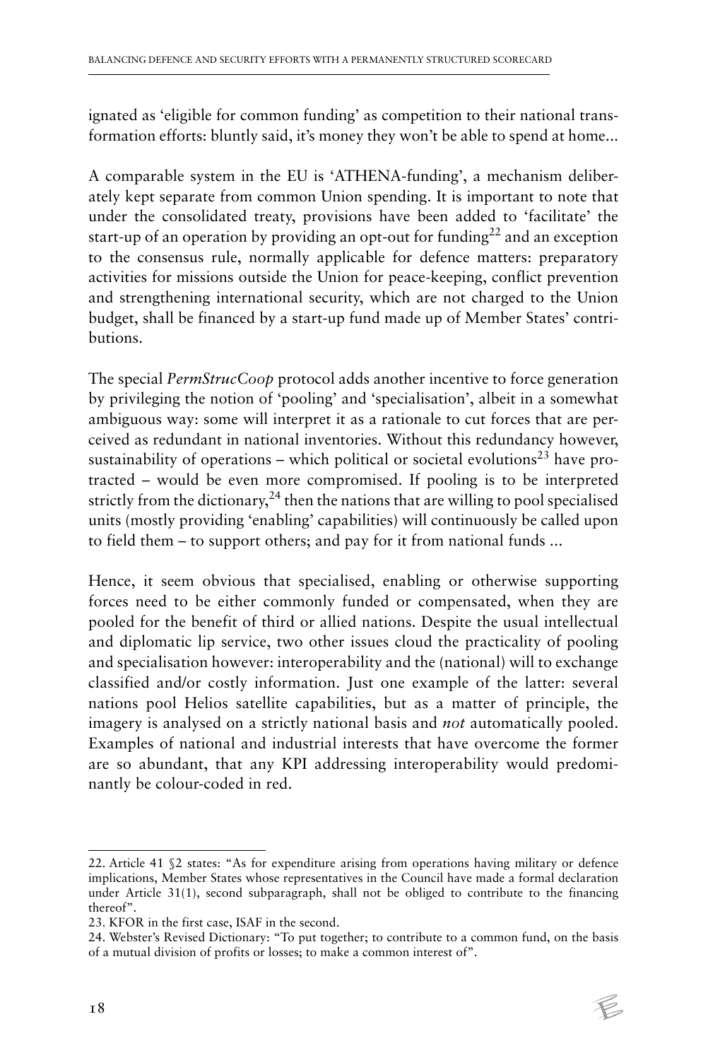ignated as 'eligible for common funding' as competition to their national transformation efforts: bluntly said, it's money they won't be able to spend at home...

A comparable system in the EU is 'ATHENA-funding', a mechanism deliberately kept separate from common Union spending. It is important to note that under the consolidated treaty, provisions have been added to 'facilitate' the start-up of an operation by providing an opt-out for funding[22] and an exception to the consensus rule, normally applicable for defence matters: preparatory activities for missions outside the Union for peace-keeping, conflict prevention and strengthening international security, which are not charged to the Union budget, shall be financed by a start-up fund made up of Member States' contributions.

The special *PermStrucCoop* protocol adds another incentive to force generation by privileging the notion of 'pooling' and 'specialisation', albeit in a somewhat ambiguous way: some will interpret it as a rationale to cut forces that are perceived as redundant in national inventories. Without this redundancy however, sustainability of operations – which political or societal evolutions[23] have protracted – would be even more compromised. If pooling is to be interpreted strictly from the dictionary,[24] then the nations that are willing to pool specialised units (mostly providing 'enabling' capabilities) will continuously be called upon to field them – to support others; and pay for it from national funds ...

Hence, it seem obvious that specialised, enabling or otherwise supporting forces need to be either commonly funded or compensated, when they are pooled for the benefit of third or allied nations. Despite the usual intellectual and diplomatic lip service, two other issues cloud the practicality of pooling and specialisation however: interoperability and the (national) will to exchange classified and/or costly information. Just one example of the latter: several nations pool Helios satellite capabilities, but as a matter of principle, the imagery is analysed on a strictly national basis and *not* automatically pooled. Examples of national and industrial interests that have overcome the former are so abundant, that any KPI addressing interoperability would predominantly be colour-coded in red.

---

22. Article 41 §2 states: "As for expenditure arising from operations having military or defence implications, Member States whose representatives in the Council have made a formal declaration under Article 31(1), second subparagraph, shall not be obliged to contribute to the financing thereof".

23. KFOR in the first case, ISAF in the second.

24. Webster's Revised Dictionary: "To put together; to contribute to a common fund, on the basis of a mutual division of profits or losses; to make a common interest of".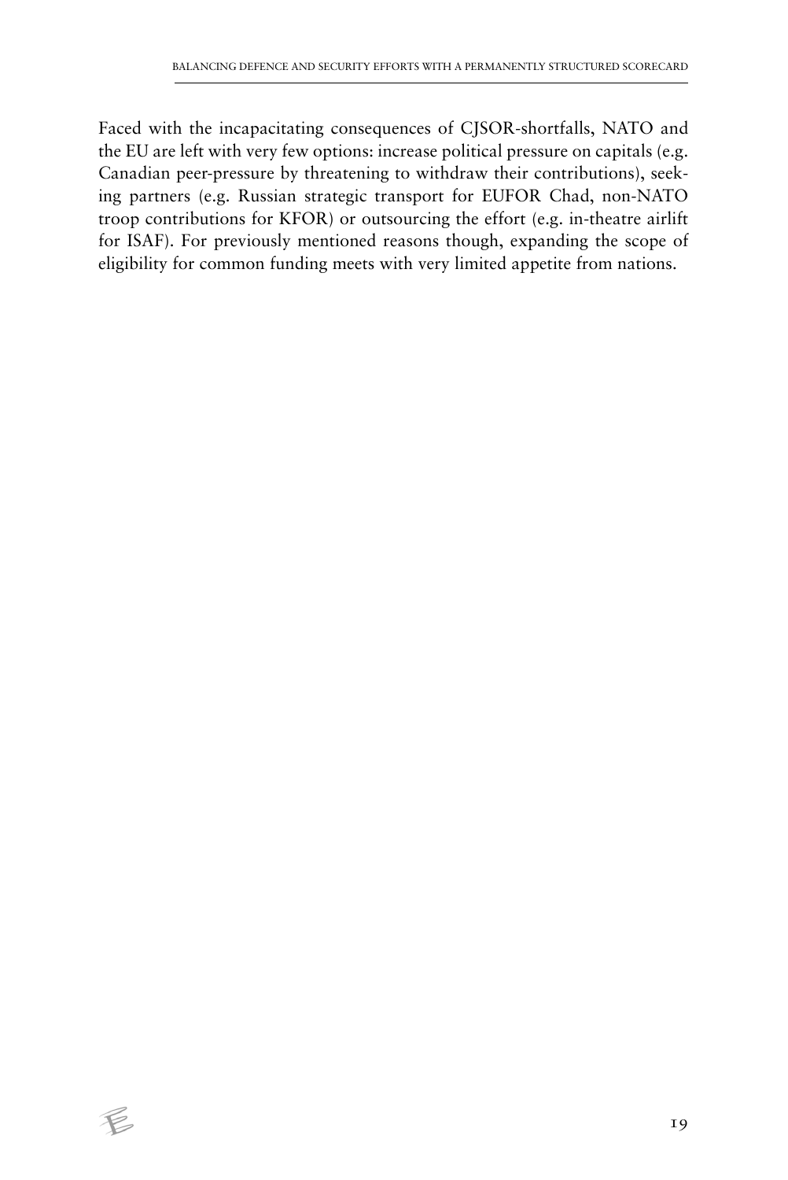Faced with the incapacitating consequences of CJSOR-shortfalls, NATO and the EU are left with very few options: increase political pressure on capitals (e.g. Canadian peer-pressure by threatening to withdraw their contributions), seeking partners (e.g. Russian strategic transport for EUFOR Chad, non-NATO troop contributions for KFOR) or outsourcing the effort (e.g. in-theatre airlift for ISAF). For previously mentioned reasons though, expanding the scope of eligibility for common funding meets with very limited appetite from nations.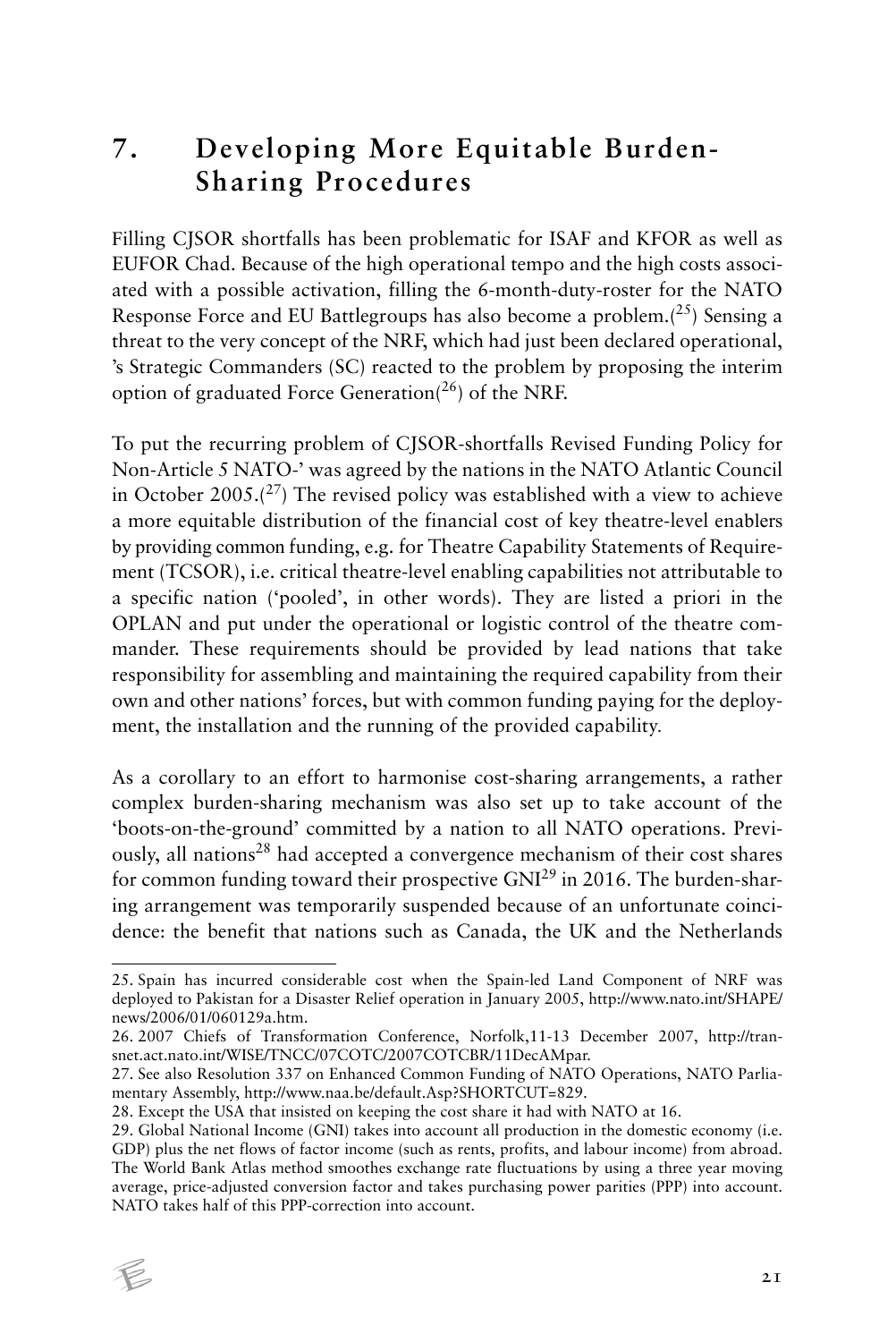## 7. Developing More Equitable Burden-Sharing Procedures

Filling CJSOR shortfalls has been problematic for ISAF and KFOR as well as EUFOR Chad. Because of the high operational tempo and the high costs associated with a possible activation, filling the 6-month-duty-roster for the NATO Response Force and EU Battlegroups has also become a problem.([25]) Sensing a threat to the very concept of the NRF, which had just been declared operational, 's Strategic Commanders (SC) reacted to the problem by proposing the interim option of graduated Force Generation([26]) of the NRF.

To put the recurring problem of CJSOR-shortfalls Revised Funding Policy for Non-Article 5 NATO-' was agreed by the nations in the NATO Atlantic Council in October 2005.([27]) The revised policy was established with a view to achieve a more equitable distribution of the financial cost of key theatre-level enablers by providing common funding, e.g. for Theatre Capability Statements of Requirement (TCSOR), i.e. critical theatre-level enabling capabilities not attributable to a specific nation ('pooled', in other words). They are listed a priori in the OPLAN and put under the operational or logistic control of the theatre commander. These requirements should be provided by lead nations that take responsibility for assembling and maintaining the required capability from their own and other nations' forces, but with common funding paying for the deployment, the installation and the running of the provided capability.

As a corollary to an effort to harmonise cost-sharing arrangements, a rather complex burden-sharing mechanism was also set up to take account of the 'boots-on-the-ground' committed by a nation to all NATO operations. Previously, all nations[28] had accepted a convergence mechanism of their cost shares for common funding toward their prospective GNI[29] in 2016. The burden-sharing arrangement was temporarily suspended because of an unfortunate coincidence: the benefit that nations such as Canada, the UK and the Netherlands

---

25. Spain has incurred considerable cost when the Spain-led Land Component of NRF was deployed to Pakistan for a Disaster Relief operation in January 2005, http://www.nato.int/SHAPE/news/2006/01/060129a.htm.

26. 2007 Chiefs of Transformation Conference, Norfolk,11-13 December 2007, http://transnet.act.nato.int/WISE/TNCC/07COTC/2007COTCBR/11DecAMpar.

27. See also Resolution 337 on Enhanced Common Funding of NATO Operations, NATO Parliamentary Assembly, http://www.naa.be/default.Asp?SHORTCUT=829.

28. Except the USA that insisted on keeping the cost share it had with NATO at 16.

29. Global National Income (GNI) takes into account all production in the domestic economy (i.e. GDP) plus the net flows of factor income (such as rents, profits, and labour income) from abroad. The World Bank Atlas method smoothes exchange rate fluctuations by using a three year moving average, price-adjusted conversion factor and takes purchasing power parities (PPP) into account. NATO takes half of this PPP-correction into account.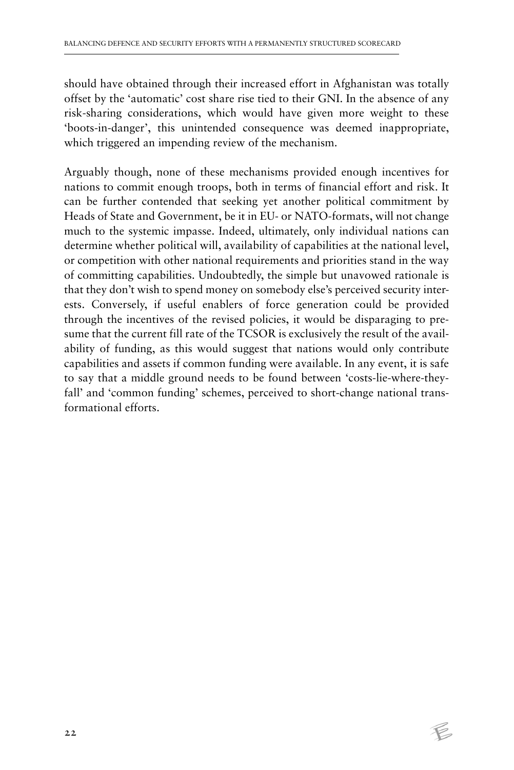should have obtained through their increased effort in Afghanistan was totally offset by the 'automatic' cost share rise tied to their GNI. In the absence of any risk-sharing considerations, which would have given more weight to these 'boots-in-danger', this unintended consequence was deemed inappropriate, which triggered an impending review of the mechanism.

Arguably though, none of these mechanisms provided enough incentives for nations to commit enough troops, both in terms of financial effort and risk. It can be further contended that seeking yet another political commitment by Heads of State and Government, be it in EU- or NATO-formats, will not change much to the systemic impasse. Indeed, ultimately, only individual nations can determine whether political will, availability of capabilities at the national level, or competition with other national requirements and priorities stand in the way of committing capabilities. Undoubtedly, the simple but unavowed rationale is that they don't wish to spend money on somebody else's perceived security interests. Conversely, if useful enablers of force generation could be provided through the incentives of the revised policies, it would be disparaging to presume that the current fill rate of the TCSOR is exclusively the result of the availability of funding, as this would suggest that nations would only contribute capabilities and assets if common funding were available. In any event, it is safe to say that a middle ground needs to be found between 'costs-lie-where-they-fall' and 'common funding' schemes, perceived to short-change national transformational efforts.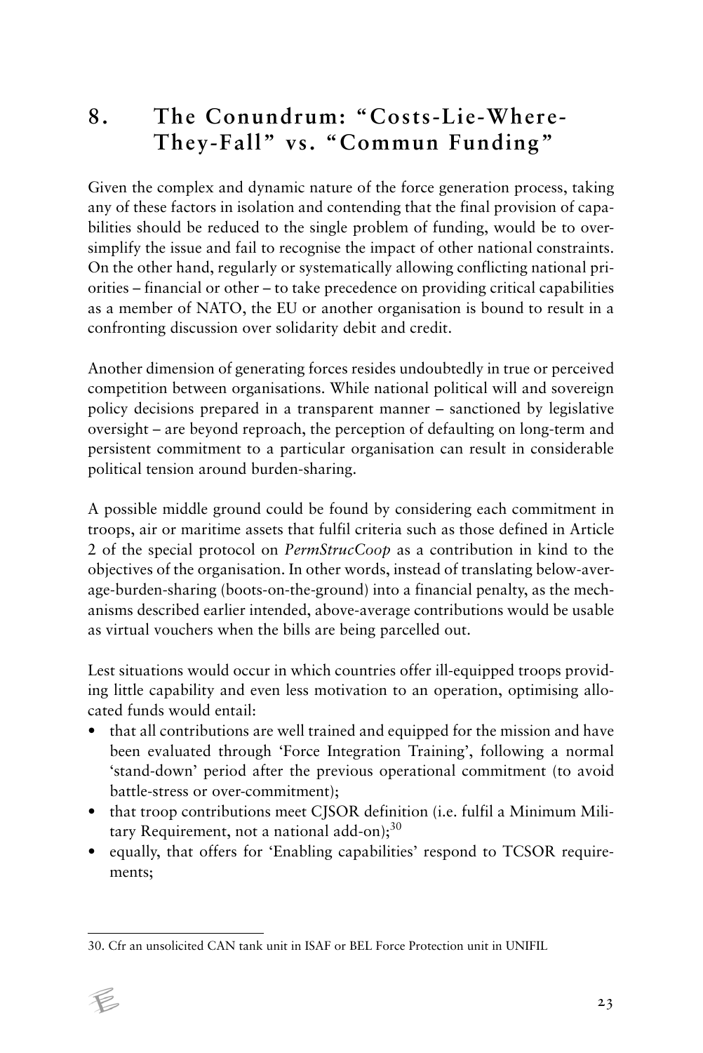# 8. The Conundrum: "Costs-Lie-Where-They-Fall" vs. "Commun Funding"

Given the complex and dynamic nature of the force generation process, taking any of these factors in isolation and contending that the final provision of capabilities should be reduced to the single problem of funding, would be to oversimplify the issue and fail to recognise the impact of other national constraints. On the other hand, regularly or systematically allowing conflicting national priorities – financial or other – to take precedence on providing critical capabilities as a member of NATO, the EU or another organisation is bound to result in a confronting discussion over solidarity debit and credit.

Another dimension of generating forces resides undoubtedly in true or perceived competition between organisations. While national political will and sovereign policy decisions prepared in a transparent manner – sanctioned by legislative oversight – are beyond reproach, the perception of defaulting on long-term and persistent commitment to a particular organisation can result in considerable political tension around burden-sharing.

A possible middle ground could be found by considering each commitment in troops, air or maritime assets that fulfil criteria such as those defined in Article 2 of the special protocol on *PermStrucCoop* as a contribution in kind to the objectives of the organisation. In other words, instead of translating below-average-burden-sharing (boots-on-the-ground) into a financial penalty, as the mechanisms described earlier intended, above-average contributions would be usable as virtual vouchers when the bills are being parcelled out.

Lest situations would occur in which countries offer ill-equipped troops providing little capability and even less motivation to an operation, optimising allocated funds would entail:

- that all contributions are well trained and equipped for the mission and have been evaluated through 'Force Integration Training', following a normal 'stand-down' period after the previous operational commitment (to avoid battle-stress or over-commitment);
- that troop contributions meet CJSOR definition (i.e. fulfil a Minimum Military Requirement, not a national add-on);[30]
- equally, that offers for 'Enabling capabilities' respond to TCSOR requirements;

30. Cfr an unsolicited CAN tank unit in ISAF or BEL Force Protection unit in UNIFIL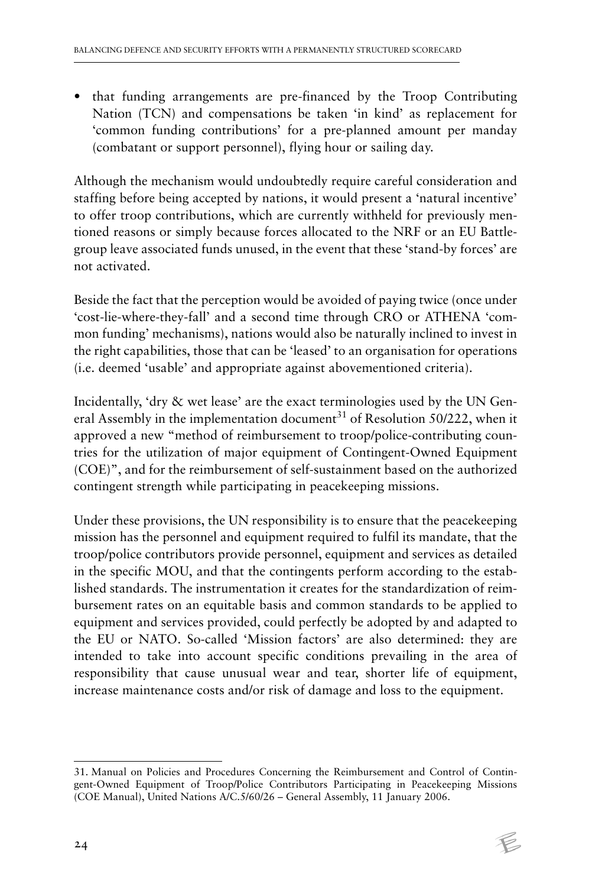- that funding arrangements are pre-financed by the Troop Contributing Nation (TCN) and compensations be taken 'in kind' as replacement for 'common funding contributions' for a pre-planned amount per manday (combatant or support personnel), flying hour or sailing day.

Although the mechanism would undoubtedly require careful consideration and staffing before being accepted by nations, it would present a 'natural incentive' to offer troop contributions, which are currently withheld for previously mentioned reasons or simply because forces allocated to the NRF or an EU Battlegroup leave associated funds unused, in the event that these 'stand-by forces' are not activated.

Beside the fact that the perception would be avoided of paying twice (once under 'cost-lie-where-they-fall' and a second time through CRO or ATHENA 'common funding' mechanisms), nations would also be naturally inclined to invest in the right capabilities, those that can be 'leased' to an organisation for operations (i.e. deemed 'usable' and appropriate against abovementioned criteria).

Incidentally, 'dry & wet lease' are the exact terminologies used by the UN General Assembly in the implementation document[31] of Resolution 50/222, when it approved a new "method of reimbursement to troop/police-contributing countries for the utilization of major equipment of Contingent-Owned Equipment (COE)", and for the reimbursement of self-sustainment based on the authorized contingent strength while participating in peacekeeping missions.

Under these provisions, the UN responsibility is to ensure that the peacekeeping mission has the personnel and equipment required to fulfil its mandate, that the troop/police contributors provide personnel, equipment and services as detailed in the specific MOU, and that the contingents perform according to the established standards. The instrumentation it creates for the standardization of reimbursement rates on an equitable basis and common standards to be applied to equipment and services provided, could perfectly be adopted by and adapted to the EU or NATO. So-called 'Mission factors' are also determined: they are intended to take into account specific conditions prevailing in the area of responsibility that cause unusual wear and tear, shorter life of equipment, increase maintenance costs and/or risk of damage and loss to the equipment.

---

31. Manual on Policies and Procedures Concerning the Reimbursement and Control of Contingent-Owned Equipment of Troop/Police Contributors Participating in Peacekeeping Missions (COE Manual), United Nations A/C.5/60/26 – General Assembly, 11 January 2006.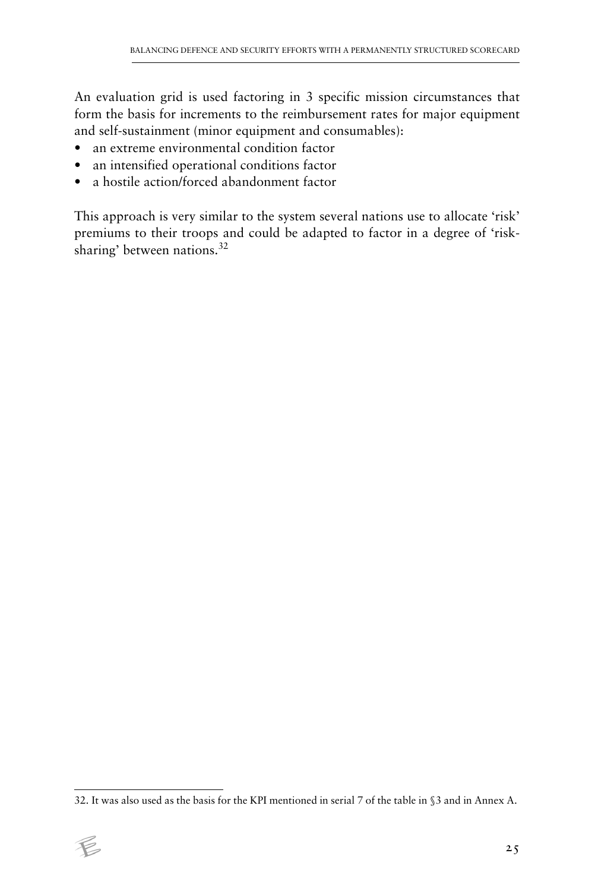An evaluation grid is used factoring in 3 specific mission circumstances that form the basis for increments to the reimbursement rates for major equipment and self-sustainment (minor equipment and consumables):

- an extreme environmental condition factor
- an intensified operational conditions factor
- a hostile action/forced abandonment factor

This approach is very similar to the system several nations use to allocate 'risk' premiums to their troops and could be adapted to factor in a degree of 'risk-sharing' between nations.[32]

---

32. It was also used as the basis for the KPI mentioned in serial 7 of the table in §3 and in Annex A.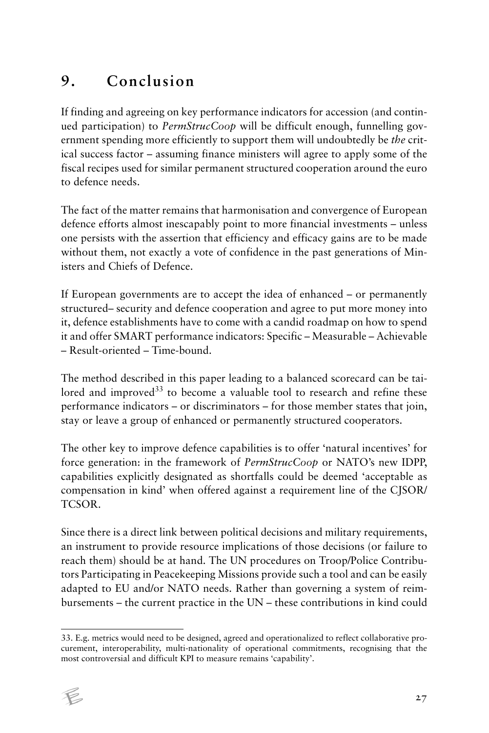## 9. Conclusion

If finding and agreeing on key performance indicators for accession (and continued participation) to *PermStrucCoop* will be difficult enough, funnelling government spending more efficiently to support them will undoubtedly be *the* critical success factor – assuming finance ministers will agree to apply some of the fiscal recipes used for similar permanent structured cooperation around the euro to defence needs.

The fact of the matter remains that harmonisation and convergence of European defence efforts almost inescapably point to more financial investments – unless one persists with the assertion that efficiency and efficacy gains are to be made without them, not exactly a vote of confidence in the past generations of Ministers and Chiefs of Defence.

If European governments are to accept the idea of enhanced – or permanently structured– security and defence cooperation and agree to put more money into it, defence establishments have to come with a candid roadmap on how to spend it and offer SMART performance indicators: Specific – Measurable – Achievable – Result-oriented – Time-bound.

The method described in this paper leading to a balanced scorecard can be tailored and improved[33] to become a valuable tool to research and refine these performance indicators – or discriminators – for those member states that join, stay or leave a group of enhanced or permanently structured cooperators.

The other key to improve defence capabilities is to offer 'natural incentives' for force generation: in the framework of *PermStrucCoop* or NATO's new IDPP, capabilities explicitly designated as shortfalls could be deemed 'acceptable as compensation in kind' when offered against a requirement line of the CJSOR/TCSOR.

Since there is a direct link between political decisions and military requirements, an instrument to provide resource implications of those decisions (or failure to reach them) should be at hand. The UN procedures on Troop/Police Contributors Participating in Peacekeeping Missions provide such a tool and can be easily adapted to EU and/or NATO needs. Rather than governing a system of reimbursements – the current practice in the UN – these contributions in kind could

---

33. E.g. metrics would need to be designed, agreed and operationalized to reflect collaborative procurement, interoperability, multi-nationality of operational commitments, recognising that the most controversial and difficult KPI to measure remains 'capability'.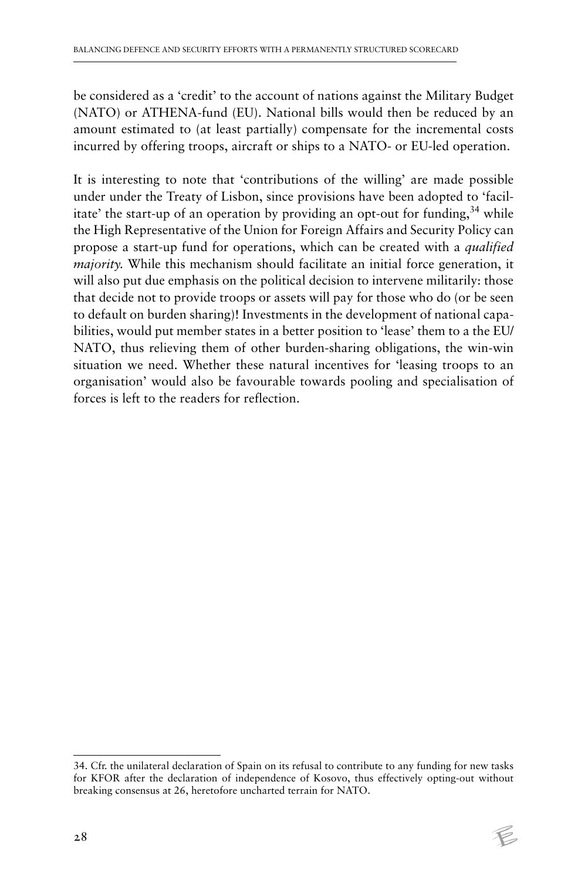be considered as a 'credit' to the account of nations against the Military Budget (NATO) or ATHENA-fund (EU). National bills would then be reduced by an amount estimated to (at least partially) compensate for the incremental costs incurred by offering troops, aircraft or ships to a NATO- or EU-led operation.

It is interesting to note that 'contributions of the willing' are made possible under under the Treaty of Lisbon, since provisions have been adopted to 'facilitate' the start-up of an operation by providing an opt-out for funding,[34] while the High Representative of the Union for Foreign Affairs and Security Policy can propose a start-up fund for operations, which can be created with a *qualified majority*. While this mechanism should facilitate an initial force generation, it will also put due emphasis on the political decision to intervene militarily: those that decide not to provide troops or assets will pay for those who do (or be seen to default on burden sharing)! Investments in the development of national capabilities, would put member states in a better position to 'lease' them to a the EU/NATO, thus relieving them of other burden-sharing obligations, the win-win situation we need. Whether these natural incentives for 'leasing troops to an organisation' would also be favourable towards pooling and specialisation of forces is left to the readers for reflection.

---

34. Cfr. the unilateral declaration of Spain on its refusal to contribute to any funding for new tasks for KFOR after the declaration of independence of Kosovo, thus effectively opting-out without breaking consensus at 26, heretofore uncharted terrain for NATO.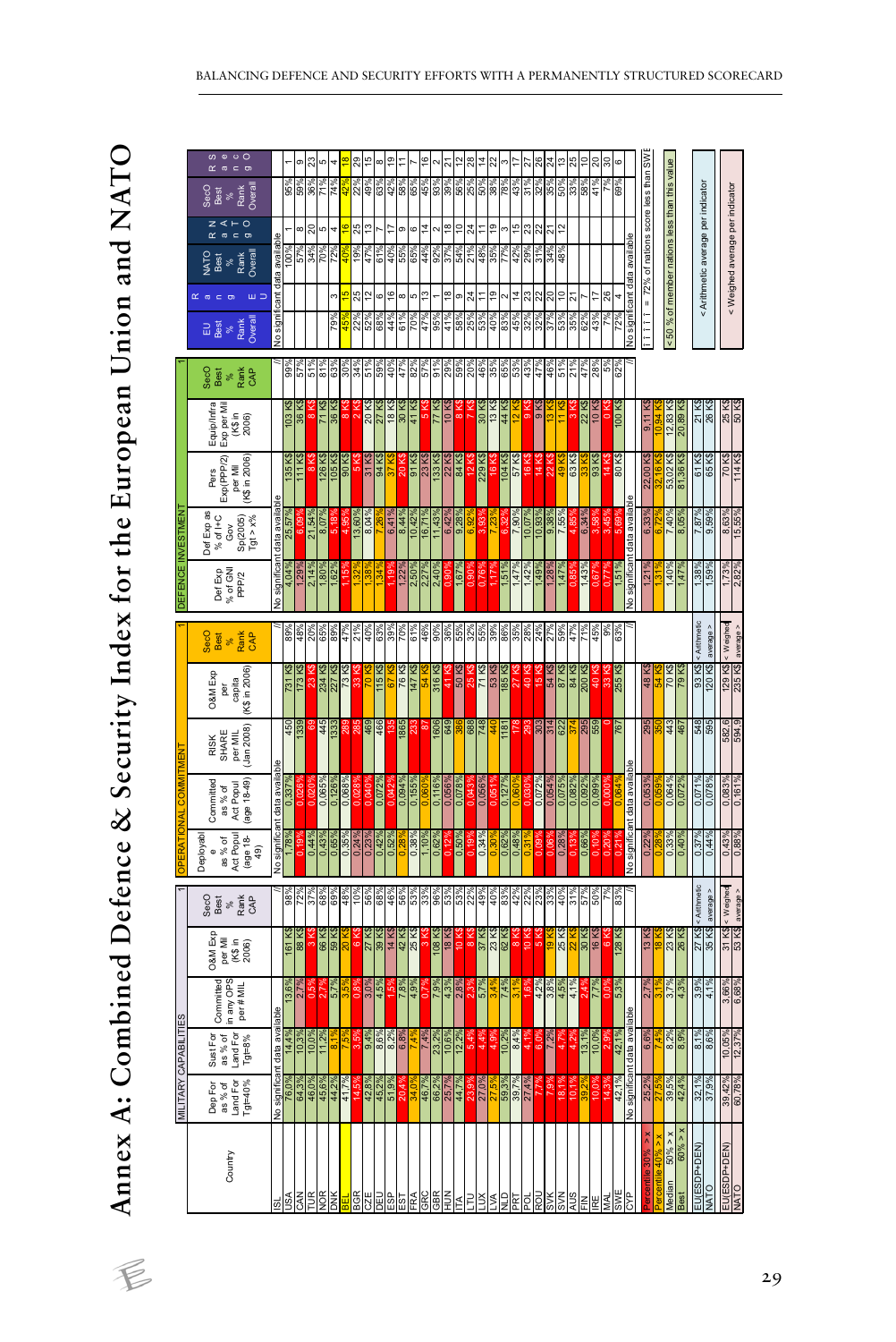# Annex A: Combined Defence & Security Index for the European Union and NATO

| Country | MILITARY CAPABILITIES | | | | | OPERATIONAL COMMITMENT | | | | | DEFENCE INVESTMENT | | | | | | | | | | |
|---|---|---|---|---|---|---|---|---|---|---|---|---|---|---|---|---|---|---|---|---|---|
| | Dep For as % of Land For Tgt=40% | Sust For as % of Land For Tgt=8% | Committed in any OPS per # MIL | O&M Exp per Mil (K$ in 2006) | SecO Best % Rank CAP | Deployable as % of Act Popul (age 18-49) | Committed as % of Act Popul (age 18-49) | RISK SHARE per MIL (Jan 2008) | O&M Exp per capita (K$ in 2006) | SecO Best % Rank CAP | Def Exp % of GNI PPP/2 | Def Exp as % of I+C Gov Sp(2005) Tgt > x% | Pers Exp(PPP/2) per Mil (K$ in 2006) | Equip/Infra Exp per Mil (K$ in 2006) | SecO Best % Rank CAP | EU Best % Rank Overall | Rank EU | NATO Best % Rank Overall | Rank NATO | SecO Best % Rank Overall | Rank SecO |
| ISL | No significant data available | | | | // | No significant data available | | | | // | No significant data available | | | | // | No significant data available | | | | | |
| USA | 76.0% | 14.4% | 13.6% | 161 K$ | 98% | 0.78% | 0.337% | 450 | 731 K$ | 89% | 4.04% | 25.07% | 135 K$ | 103 K$ | 99% | | | 100% | 1 | 95% | 1 |
| CAN | 64.3% | 10.3% | 2.7% | 88 K$ | 72% | 0.19% | 0.026% | 1339 | 173 K$ | 48% | 1.29% | 6.00% | 111 K$ | 36 K$ | 57% | | | 57% | 8 | 59% | 9 |
| TUR | 46.0% | 10.0% | 0.6% | 3 K$ | 37% | 0.44% | 0.020% | 69 | 23 K$ | 20% | 2.14% | 21.54% | 8 K$ | 8 K$ | 51% | | | 34% | 20 | 36% | 23 |
| NOR | 45.6% | 11.2% | 2.7% | 66 K$ | 68% | 0.43% | 0.065% | 445 | 234 K$ | 65% | 1.80% | 8.07% | 126 K$ | 71 K$ | 81% | | | 70% | 5 | 71% | 5 |
| DNK | 44.2% | 8.1% | 5.7% | 59 K$ | 69% | 0.65% | 0.126% | 1333 | 227 K$ | 89% | 1.62% | 5.18% | 105 K$ | 36 K$ | 63% | 79% | 3 | 72% | 4 | 74% | 4 |
| BEL | 41.7% | 7.5% | 3.5% | 20 K$ | 48% | 0.35% | 0.068% | 289 | 73 K$ | 47% | 1.15% | 4.95% | 90 K$ | 8 K$ | 30% | 45% | 15 | 40% | 16 | 42% | 18 |
| BGR | 14.5% | 3.5% | 0.8% | 6 K$ | 10% | 0.24% | 0.028% | 285 | 33 K$ | 21% | 1.32% | 13.60% | 5 K$ | 2 K$ | 34% | 22% | 25 | 19% | 25 | 22% | 29 |
| CZE | 42.8% | 9.4% | 3.0% | 27 K$ | 56% | 0.23% | 0.040% | 469 | 70 K$ | 40% | 1.38% | 8.04% | 31 K$ | 20 K$ | 51% | 52% | 12 | 47% | 13 | 49% | 15 |
| DEU | 45.2% | 8.6% | 4.5% | 39 K$ | 68% | 0.42% | 0.072% | 466 | 115 K$ | 63% | 1.34% | 7.26% | 94 K$ | 27 K$ | 59% | 68% | 6 | 61% | 7 | 63% | 8 |
| ESP | 51.9% | 8.2% | 1.5% | 14 K$ | 46% | 0.52% | 0.042% | 135 | 67 K$ | 39% | 1.34% | 6.41% | 37 K$ | 18 K$ | 40% | 44% | 16 | 40% | 17 | 42% | 19 |
| EST | 20.4% | 6.8% | 7.8% | 42 K$ | 56% | 0.28% | 0.094% | 1865 | 76 K$ | 70% | 1.22% | 8.44% | 20 K$ | 30 K$ | 47% | 61% | 8 | 55% | 9 | 58% | 11 |
| FRA | 34.0% | 7.4% | 4.9% | 25 K$ | 53% | 1.38% | 0.155% | 233 | 147 K$ | 61% | 2.50% | 10.42% | 91 K$ | 41 K$ | 82% | 70% | 5 | 65% | 6 | 65% | 7 |
| GRC | 46.9% | 7.2% | 0.7% | 3 K$ | 33% | 1.76% | 0.060% | 87 | 54 K$ | 46% | 2.63% | 16.71% | 23 K$ | 5 K$ | 57% | 47% | 13 | 44% | 14 | 45% | 16 |
| GBR | 66.2% | 23.2% | 7.9% | 108 K$ | 96% | 0.62% | 0.116% | 1606 | 316 K$ | 90% | 2.40% | 11.43% | 133 K$ | 77 K$ | 91% | 95% | 1 | 92% | 2 | 93% | 2 |
| HUN | 25.7% | 10.6% | 4.3% | 18 K$ | 53% | 0.12% | 0.056% | 649 | 41 K$ | 36% | 0.90% | 6.42% | 22 K$ | 10 K$ | 29% | 41% | 18 | 37% | 18 | 39% | 21 |
| ITA | 44.7% | 12.2% | 2.8% | 10 K$ | 53% | 0.50% | 0.078% | 386 | 50 K$ | 55% | 1.67% | 9.28% | 84 K$ | 8 K$ | 59% | 58% | 9 | 54% | 10 | 56% | 12 |
| LTU | 23.9% | 5.4% | 2.3% | 8 K$ | 22% | 0.19% | 0.043% | 688 | 25 K$ | 25% | 0.90% | 6.92% | 12 K$ | 7 K$ | 20% | 25% | 24 | 21% | 24 | 25% | 28 |
| LUX | 27.0% | 4.4% | 5.7% | 37 K$ | 49% | 0.34% | 0.056% | 748 | 71 K$ | 55% | 0.76% | 3.93% | 229 K$ | 30 K$ | 46% | 53% | 11 | 48% | 11 | 50% | 14 |
| LVA | 27.5% | 4.9% | 3.4% | 23 K$ | 40% | 0.30% | 0.051% | 440 | 53 K$ | 39% | 1.17% | 7.23% | 16 K$ | 13 K$ | 35% | 40% | 19 | 35% | 19 | 38% | 22 |
| NLD | 59.3% | 10.2% | 7.4% | 62 K$ | 83% | 0.62% | 0.127% | 1181 | 185 K$ | 86% | 1.51% | 6.32% | 104 K$ | 44 K$ | 65% | 83% | 2 | 77% | 3 | 78% | 3 |
| PRT | 39.7% | 8.4% | 3.1% | 8 K$ | 42% | 0.48% | 0.060% | 178 | 27 K$ | 35% | 1.47% | 7.90% | 57 K$ | 12 K$ | 53% | 45% | 14 | 42% | 15 | 43% | 17 |
| POL | 27.4% | 4.1% | 1.6% | 10 K$ | 22% | 0.31% | 0.030% | 293 | 40 K$ | 28% | 1.42% | 10.07% | 16 K$ | 9 K$ | 43% | 32% | 23 | 29% | 23 | 31% | 27 |
| ROU | 7.7% | 6.0% | 4.2% | 5 K$ | 22% | 0.09% | 0.072% | 303 | 16 K$ | 24% | 1.49% | 10.93% | 14 K$ | 9 K$ | 47% | 32% | 22 | 31% | 22 | 32% | 26 |
| SVK | 7.9% | 7.2% | 3.8% | 19 K$ | 33% | 0.06% | 0.054% | 314 | 54 K$ | 27% | 1.28% | 9.38% | 22 K$ | 13 K$ | 46% | 37% | 20 | 34% | 21 | 35% | 24 |
| SVN | 18.1% | 4.7% | 4.5% | 25 K$ | 40% | 0.28% | 0.075% | 622 | 87 K$ | 59% | 1.47% | 7.55% | 49 K$ | 11 K$ | 51% | 53% | 10 | 48% | 12 | 50% | 13 |
| AUS | 10.1% | 4.2% | 4.1% | 22 K$ | 31% | 0.13% | 0.082% | 374 | 84 K$ | 47% | 0.85% | 4.85% | 63 K$ | 3 K$ | 21% | 35% | 21 | | | 33% | 25 |
| FIN | 39.2% | 13.1% | 2.4% | 30 K$ | 57% | 0.66% | 0.092% | 295 | 200 K$ | 71% | 1.43% | 6.34% | 33 K$ | 22 K$ | 47% | 62% | 7 | | | 58% | 10 |
| IRE | 10.0% | 10.0% | 7.7% | 16 K$ | 50% | 0.10% | 0.099% | 559 | 40 K$ | 45% | 0.67% | 3.58% | 93 K$ | 10 K$ | 28% | 43% | 17 | | | 41% | 20 |
| MAL | 14.3% | 2.9% | 0.0% | 6 K$ | 7% | 0.20% | 0.000% | 0 | 33 K$ | 9% | 0.77% | 3.45% | 14 K$ | 0 K$ | 5% | 7% | 26 | | | 7% | 30 |
| SWE | 42.1% | 42.1% | 5.3% | 128 K$ | 83% | 0.21% | 0.064% | 767 | 255 K$ | 63% | 1.51% | 5.69% | 80 K$ | 100 K$ | 62% | 72% | 4 | | | 69% | 6 |
| CYP | No significant data available | | | | // | No significant data available | | | | // | No significant data available | | | | // | No significant data available | | | | | |
| Percentile 30% > x | 25.2% | 6.6% | 2.7% | 13 K$ | | 0.22% | 0.053% | 295 | 48 K$ | | 1.21% | 6.33% | 22.00 K$ | 9.11 K$ | | i i i i = 72% of nations score less than SWE | | | | | |
| Percentile 40% > x | 27.5% | 7.4% | 3.1% | 18 K$ | | 0.28% | 0.059% | 350 | 54 K$ | | 1.31% | 6.72% | 32.16 K$ | 10.94 K$ | | | | | | | |
| Median 50% > x | 39.5% | 8.2% | 3.7% | 23 K$ | | 0.33% | 0.064% | 443 | 70 K$ | | 1.40% | 7.40% | 53.02 K$ | 12.83 K$ | | < 50 % of member nations less than this value | | | | | |
| Percentile 60% > x | 42.4% | 8.9% | 4.3% | 26 K$ | | 0.40% | 0.072% | 467 | 79 K$ | | 1.47% | 8.05% | 81.36 K$ | 20.89 K$ | | | | | | | |
| EU(ESDP+DEN) | 32.1% | 8.1% | 3.9% | 27 K$ | < Arithmetic | 0.37% | 0.071% | 548 | 93 K$ | < Arithmetic | 1.38% | 7.87% | 61 K$ | 21 K$ | | < Arithmetic average per indicator | | | | | |
| NATO | 37.9% | 8.6% | 4.1% | 35 K$ | average > | 0.44% | 0.078% | 595 | 120 K$ | average > | 1.59% | 9.59% | 65 K$ | 26 K$ | | | | | | | |
| EU(ESDP+DEN) | 39.42% | 10.05% | 3.66% | 31 K$ | < Weighed | 0.43% | 0.083% | 582.6 | 129 K$ | < Weighed | 1.73% | 8.83% | 70 K$ | 25 K$ | | < Weighed average per indicator | | | | | |
| NATO | 60.78% | 12.37% | 6.68% | 53 K$ | average > | 0.88% | 0.161% | 594.9 | 235 K$ | average > | 2.82% | 15.55% | 114 K$ | 50 K$ | | | | | | | |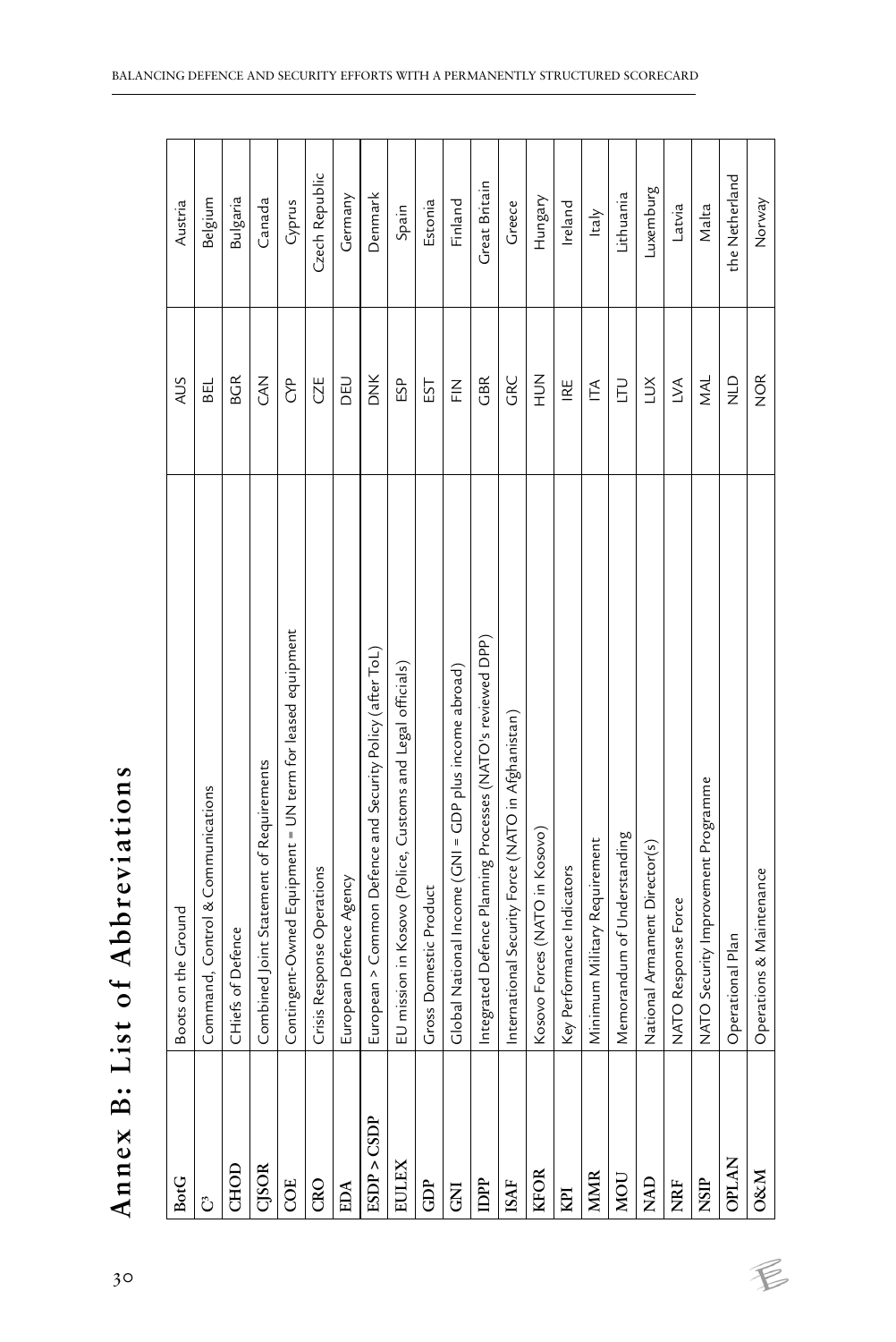# Annex B: List of Abbreviations

| | | | |
|---|---|---|---|
| **BotG** | Boots on the Ground | AUS | Austria |
| **C³** | Command, Control & Communications | BEL | Belgium |
| **CHOD** | CHiefs of Defence | BGR | Bulgaria |
| **CJSOR** | Combined Joint Statement of Requirements | CAN | Canada |
| **COE** | Contingent-Owned Equipment = UN term for leased equipment | CYP | Cyprus |
| **CRO** | Crisis Response Operations | CZE | Czech Republic |
| **EDA** | European Defence Agency | DEU | Germany |
| **ESDP > CSDP** | European > Common Defence and Security Policy (after ToL) | DNK | Denmark |
| **EULEX** | EU mission in Kosovo (Police, Customs and Legal officials) | ESP | Spain |
| **GDP** | Gross Domestic Product | EST | Estonia |
| **GNI** | Global National Income (GNI = GDP plus income abroad) | FIN | Finland |
| **IDPP** | Integrated Defence Planning Processes (NATO's reviewed DPP) | GBR | Great Britain |
| **ISAF** | International Security Force (NATO in Afghanistan) | GRC | Greece |
| **KFOR** | Kosovo Forces (NATO in Kosovo) | HUN | Hungary |
| **KPI** | Key Performance Indicators | IRE | Ireland |
| **MMR** | Minimum Military Requirement | ITA | Italy |
| **MOU** | Memorandum of Understanding | LTU | Lithuania |
| **NAD** | National Armament Director(s) | LUX | Luxemburg |
| **NRF** | NATO Response Force | LVA | Latvia |
| **NSIP** | NATO Security Improvement Programme | MAL | Malta |
| **OPLAN** | Operational Plan | NLD | the Netherland |
| **O&M** | Operations & Maintenance | NOR | Norway |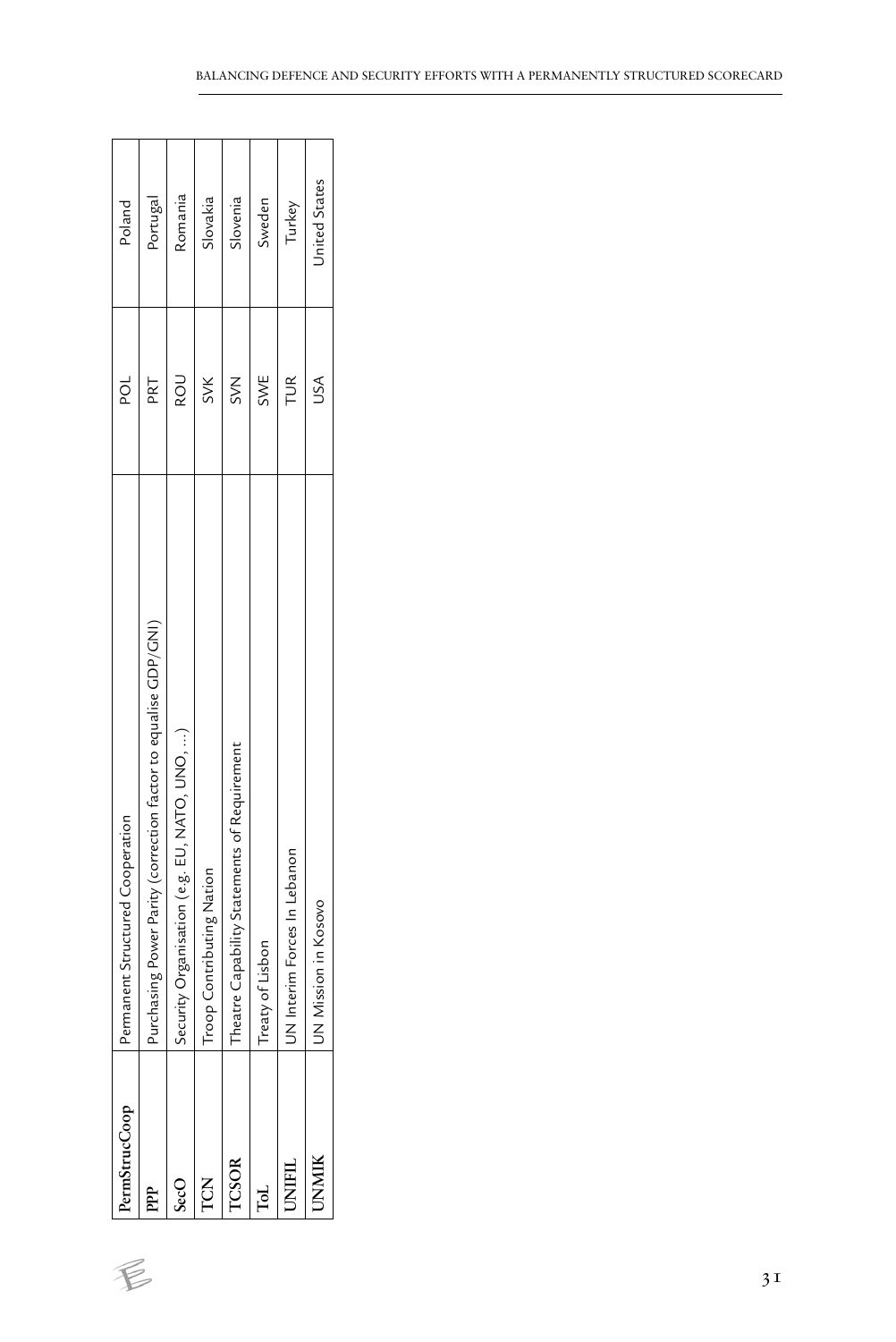| | | | |
|---|---|---|---|
| **PermStrucCoop** | Permanent Structured Cooperation | POL | Poland |
| **PPP** | Purchasing Power Parity (correction factor to equalise GDP/GNI) | PRT | Portugal |
| **SecO** | Security Organisation (e.g. EU, NATO, UNO, ...) | ROU | Romania |
| **TCN** | Troop Contributing Nation | SVK | Slovakia |
| **TCSOR** | Theatre Capability Statements of Requirement | SVN | Slovenia |
| **ToL** | Treaty of Lisbon | SWE | Sweden |
| **UNIFIL** | UN Interim Forces In Lebanon | TUR | Turkey |
| **UNMIK** | UN Mission in Kosovo | USA | United States |